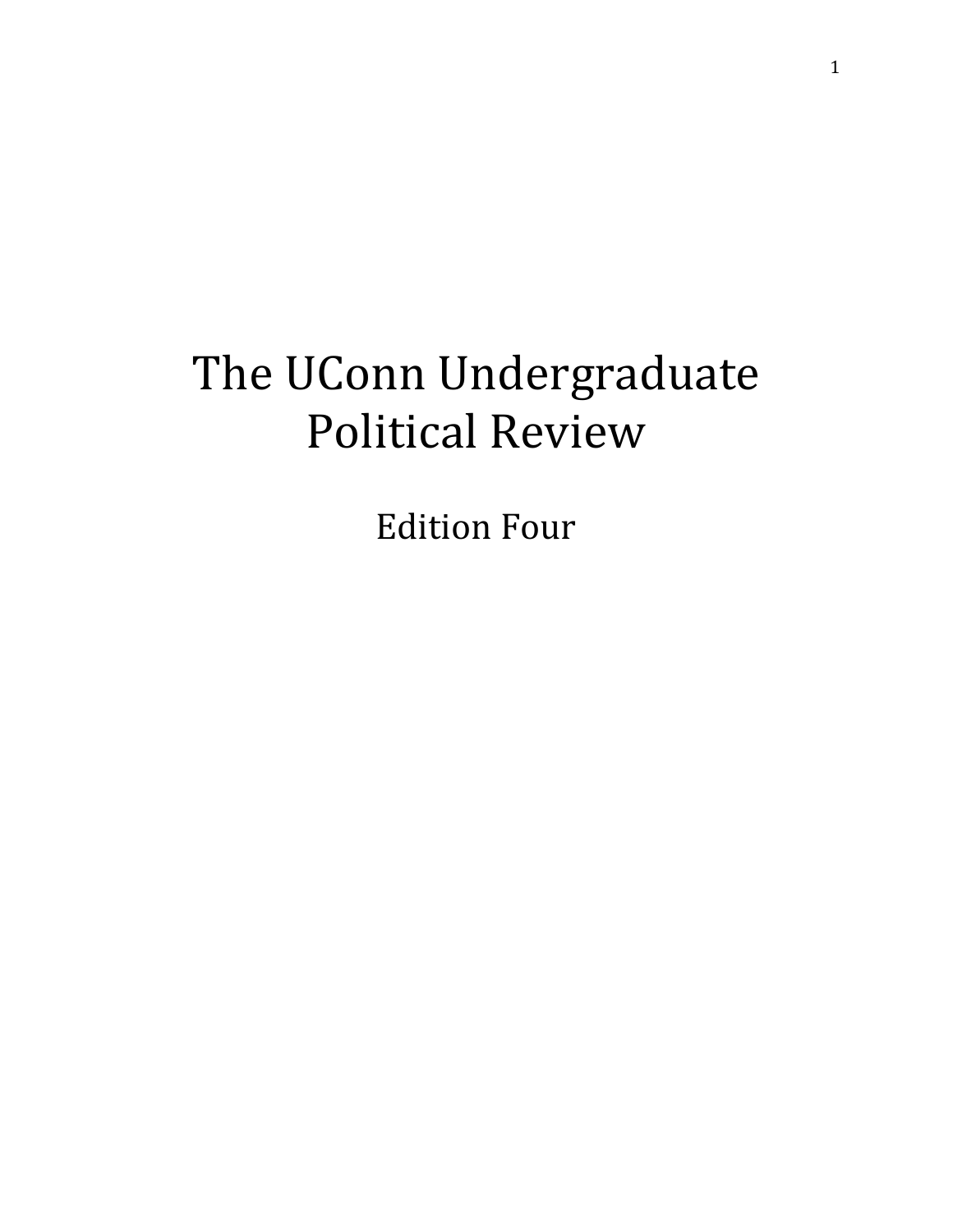# The UConn Undergraduate Political Review

## Edition Four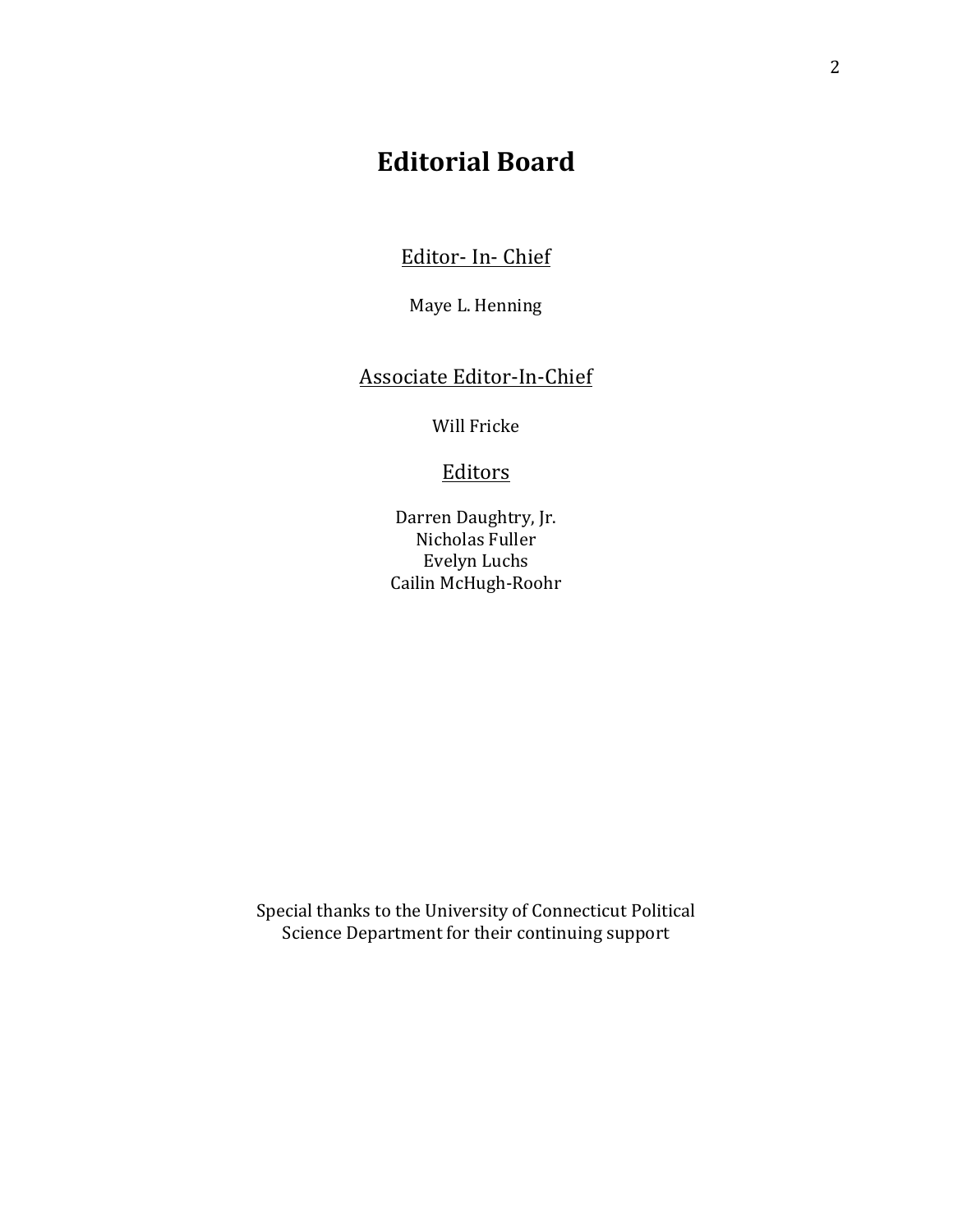# Editorial Board

Editor- In- Chief

Maye L. Henning

Associate Editor-In-Chief

Will Fricke

Editors

Darren Daughtry, Jr.
Nicholas Fuller
Evelyn Luchs
Cailin McHugh-Roohr

Special thanks to the University of Connecticut Political Science Department for their continuing support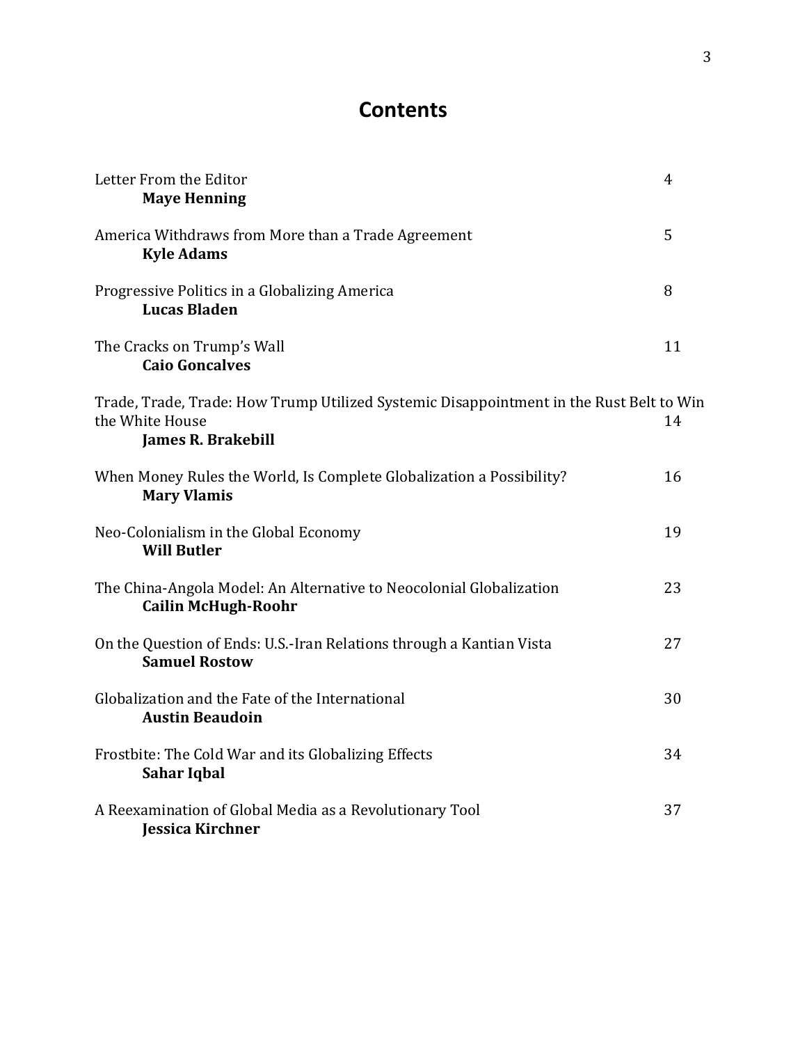# Contents

| | |
|---|---|
| Letter From the Editor<br>**Maye Henning** | 4 |
| America Withdraws from More than a Trade Agreement<br>**Kyle Adams** | 5 |
| Progressive Politics in a Globalizing America<br>**Lucas Bladen** | 8 |
| The Cracks on Trump's Wall<br>**Caio Goncalves** | 11 |
| Trade, Trade, Trade: How Trump Utilized Systemic Disappointment in the Rust Belt to Win the White House<br>**James R. Brakebill** | 14 |
| When Money Rules the World, Is Complete Globalization a Possibility?<br>**Mary Vlamis** | 16 |
| Neo-Colonialism in the Global Economy<br>**Will Butler** | 19 |
| The China-Angola Model: An Alternative to Neocolonial Globalization<br>**Cailin McHugh-Roohr** | 23 |
| On the Question of Ends: U.S.-Iran Relations through a Kantian Vista<br>**Samuel Rostow** | 27 |
| Globalization and the Fate of the International<br>**Austin Beaudoin** | 30 |
| Frostbite: The Cold War and its Globalizing Effects<br>**Sahar Iqbal** | 34 |
| A Reexamination of Global Media as a Revolutionary Tool<br>**Jessica Kirchner** | 37 |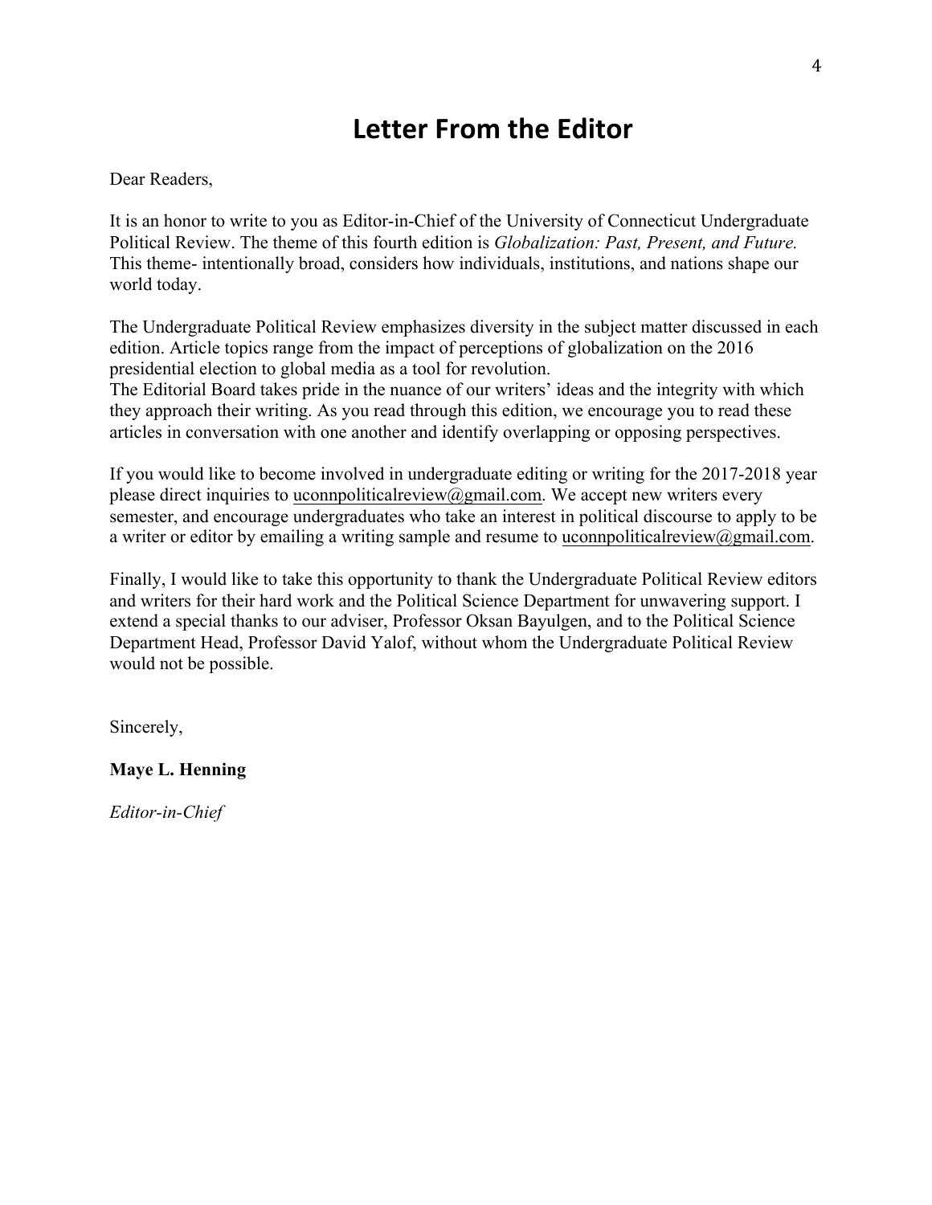# Letter From the Editor

Dear Readers,

It is an honor to write to you as Editor-in-Chief of the University of Connecticut Undergraduate Political Review. The theme of this fourth edition is *Globalization: Past, Present, and Future.* This theme- intentionally broad, considers how individuals, institutions, and nations shape our world today.

The Undergraduate Political Review emphasizes diversity in the subject matter discussed in each edition. Article topics range from the impact of perceptions of globalization on the 2016 presidential election to global media as a tool for revolution.
The Editorial Board takes pride in the nuance of our writers' ideas and the integrity with which they approach their writing. As you read through this edition, we encourage you to read these articles in conversation with one another and identify overlapping or opposing perspectives.

If you would like to become involved in undergraduate editing or writing for the 2017-2018 year please direct inquiries to uconnpoliticalreview@gmail.com. We accept new writers every semester, and encourage undergraduates who take an interest in political discourse to apply to be a writer or editor by emailing a writing sample and resume to uconnpoliticalreview@gmail.com.

Finally, I would like to take this opportunity to thank the Undergraduate Political Review editors and writers for their hard work and the Political Science Department for unwavering support. I extend a special thanks to our adviser, Professor Oksan Bayulgen, and to the Political Science Department Head, Professor David Yalof, without whom the Undergraduate Political Review would not be possible.

Sincerely,

**Maye L. Henning**

*Editor-in-Chief*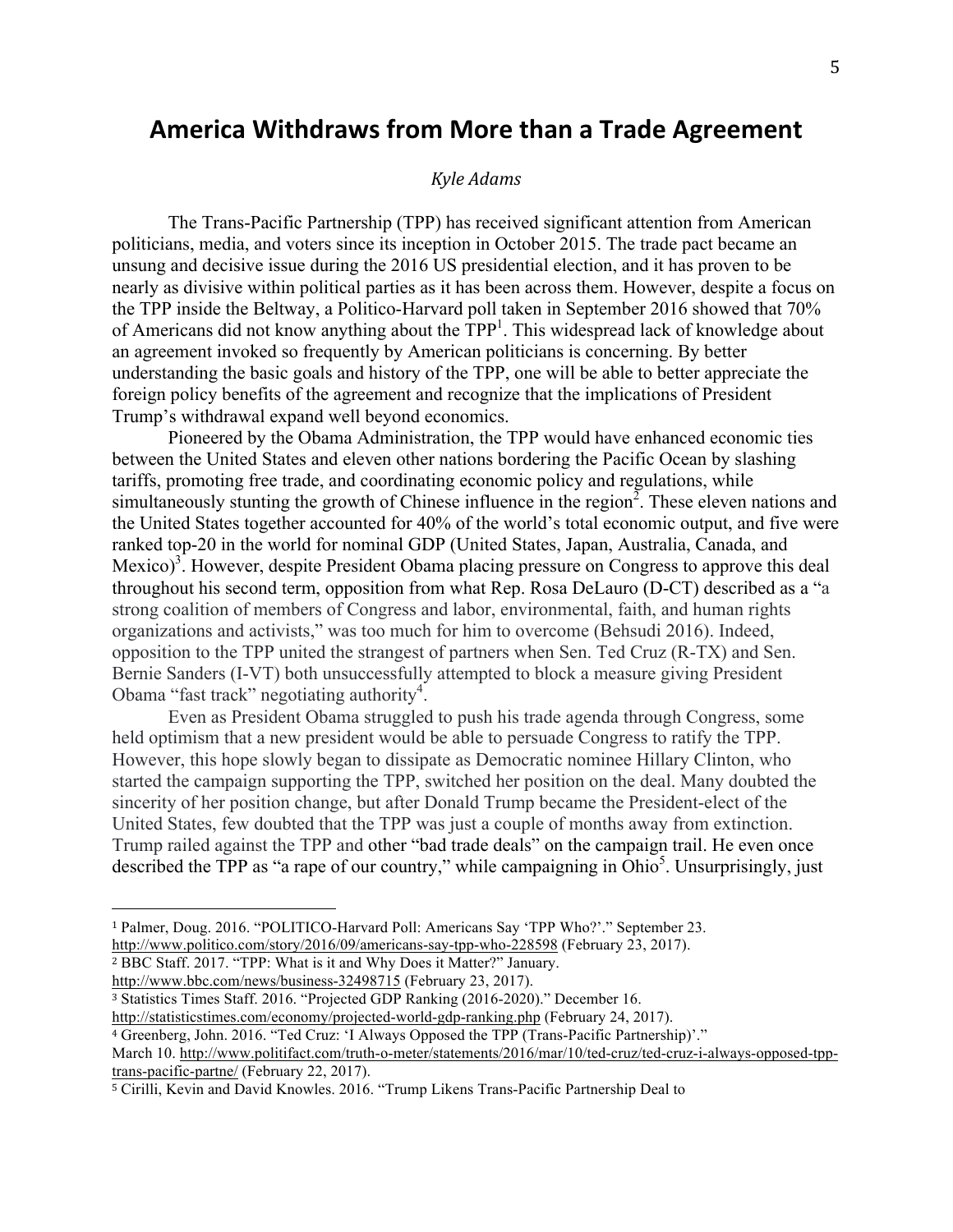# America Withdraws from More than a Trade Agreement

*Kyle Adams*

The Trans-Pacific Partnership (TPP) has received significant attention from American politicians, media, and voters since its inception in October 2015. The trade pact became an unsung and decisive issue during the 2016 US presidential election, and it has proven to be nearly as divisive within political parties as it has been across them. However, despite a focus on the TPP inside the Beltway, a Politico-Harvard poll taken in September 2016 showed that 70% of Americans did not know anything about the TPP[1]. This widespread lack of knowledge about an agreement invoked so frequently by American politicians is concerning. By better understanding the basic goals and history of the TPP, one will be able to better appreciate the foreign policy benefits of the agreement and recognize that the implications of President Trump's withdrawal expand well beyond economics.

Pioneered by the Obama Administration, the TPP would have enhanced economic ties between the United States and eleven other nations bordering the Pacific Ocean by slashing tariffs, promoting free trade, and coordinating economic policy and regulations, while simultaneously stunting the growth of Chinese influence in the region[2]. These eleven nations and the United States together accounted for 40% of the world's total economic output, and five were ranked top-20 in the world for nominal GDP (United States, Japan, Australia, Canada, and Mexico)[3]. However, despite President Obama placing pressure on Congress to approve this deal throughout his second term, opposition from what Rep. Rosa DeLauro (D-CT) described as a "a strong coalition of members of Congress and labor, environmental, faith, and human rights organizations and activists," was too much for him to overcome (Behsudi 2016). Indeed, opposition to the TPP united the strangest of partners when Sen. Ted Cruz (R-TX) and Sen. Bernie Sanders (I-VT) both unsuccessfully attempted to block a measure giving President Obama "fast track" negotiating authority[4].

Even as President Obama struggled to push his trade agenda through Congress, some held optimism that a new president would be able to persuade Congress to ratify the TPP. However, this hope slowly began to dissipate as Democratic nominee Hillary Clinton, who started the campaign supporting the TPP, switched her position on the deal. Many doubted the sincerity of her position change, but after Donald Trump became the President-elect of the United States, few doubted that the TPP was just a couple of months away from extinction. Trump railed against the TPP and other "bad trade deals" on the campaign trail. He even once described the TPP as "a rape of our country," while campaigning in Ohio[5]. Unsurprisingly, just

---

[1] Palmer, Doug. 2016. "POLITICO-Harvard Poll: Americans Say 'TPP Who?'." September 23. http://www.politico.com/story/2016/09/americans-say-tpp-who-228598 (February 23, 2017).

[2] BBC Staff. 2017. "TPP: What is it and Why Does it Matter?" January. http://www.bbc.com/news/business-32498715 (February 23, 2017).

[3] Statistics Times Staff. 2016. "Projected GDP Ranking (2016-2020)." December 16. http://statisticstimes.com/economy/projected-world-gdp-ranking.php (February 24, 2017).

[4] Greenberg, John. 2016. "Ted Cruz: 'I Always Opposed the TPP (Trans-Pacific Partnership)'." March 10. http://www.politifact.com/truth-o-meter/statements/2016/mar/10/ted-cruz/ted-cruz-i-always-opposed-tpp-trans-pacific-partne/ (February 22, 2017).

[5] Cirilli, Kevin and David Knowles. 2016. "Trump Likens Trans-Pacific Partnership Deal to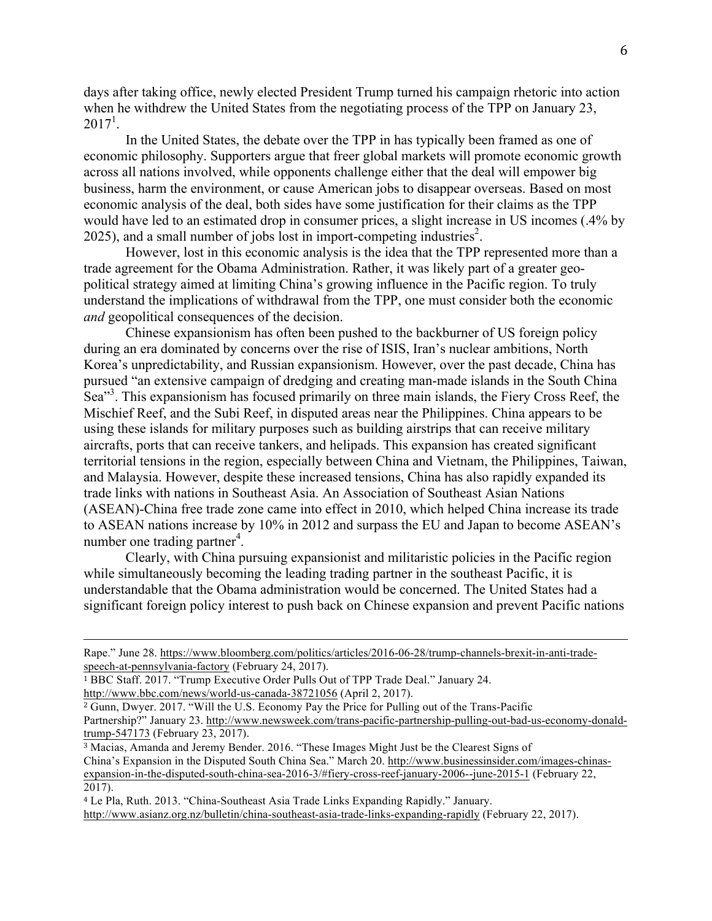days after taking office, newly elected President Trump turned his campaign rhetoric into action when he withdrew the United States from the negotiating process of the TPP on January 23, 2017[1].

In the United States, the debate over the TPP in has typically been framed as one of economic philosophy. Supporters argue that freer global markets will promote economic growth across all nations involved, while opponents challenge either that the deal will empower big business, harm the environment, or cause American jobs to disappear overseas. Based on most economic analysis of the deal, both sides have some justification for their claims as the TPP would have led to an estimated drop in consumer prices, a slight increase in US incomes (.4% by 2025), and a small number of jobs lost in import-competing industries[2].

However, lost in this economic analysis is the idea that the TPP represented more than a trade agreement for the Obama Administration. Rather, it was likely part of a greater geo-political strategy aimed at limiting China's growing influence in the Pacific region. To truly understand the implications of withdrawal from the TPP, one must consider both the economic *and* geopolitical consequences of the decision.

Chinese expansionism has often been pushed to the backburner of US foreign policy during an era dominated by concerns over the rise of ISIS, Iran's nuclear ambitions, North Korea's unpredictability, and Russian expansionism. However, over the past decade, China has pursued "an extensive campaign of dredging and creating man-made islands in the South China Sea"[3]. This expansionism has focused primarily on three main islands, the Fiery Cross Reef, the Mischief Reef, and the Subi Reef, in disputed areas near the Philippines. China appears to be using these islands for military purposes such as building airstrips that can receive military aircrafts, ports that can receive tankers, and helipads. This expansion has created significant territorial tensions in the region, especially between China and Vietnam, the Philippines, Taiwan, and Malaysia. However, despite these increased tensions, China has also rapidly expanded its trade links with nations in Southeast Asia. An Association of Southeast Asian Nations (ASEAN)-China free trade zone came into effect in 2010, which helped China increase its trade to ASEAN nations increase by 10% in 2012 and surpass the EU and Japan to become ASEAN's number one trading partner[4].

Clearly, with China pursuing expansionist and militaristic policies in the Pacific region while simultaneously becoming the leading trading partner in the southeast Pacific, it is understandable that the Obama administration would be concerned. The United States had a significant foreign policy interest to push back on Chinese expansion and prevent Pacific nations

---

Rape." June 28. https://www.bloomberg.com/politics/articles/2016-06-28/trump-channels-brexit-in-anti-trade-speech-at-pennsylvania-factory (February 24, 2017).

[1] BBC Staff. 2017. "Trump Executive Order Pulls Out of TPP Trade Deal." January 24. http://www.bbc.com/news/world-us-canada-38721056 (April 2, 2017).

[2] Gunn, Dwyer. 2017. "Will the U.S. Economy Pay the Price for Pulling out of the Trans-Pacific Partnership?" January 23. http://www.newsweek.com/trans-pacific-partnership-pulling-out-bad-us-economy-donald-trump-547173 (February 23, 2017).

[3] Macias, Amanda and Jeremy Bender. 2016. "These Images Might Just be the Clearest Signs of China's Expansion in the Disputed South China Sea." March 20. http://www.businessinsider.com/images-chinas-expansion-in-the-disputed-south-china-sea-2016-3/#fiery-cross-reef-january-2006--june-2015-1 (February 22, 2017).

[4] Le Pla, Ruth. 2013. "China-Southeast Asia Trade Links Expanding Rapidly." January. http://www.asianz.org.nz/bulletin/china-southeast-asia-trade-links-expanding-rapidly (February 22, 2017).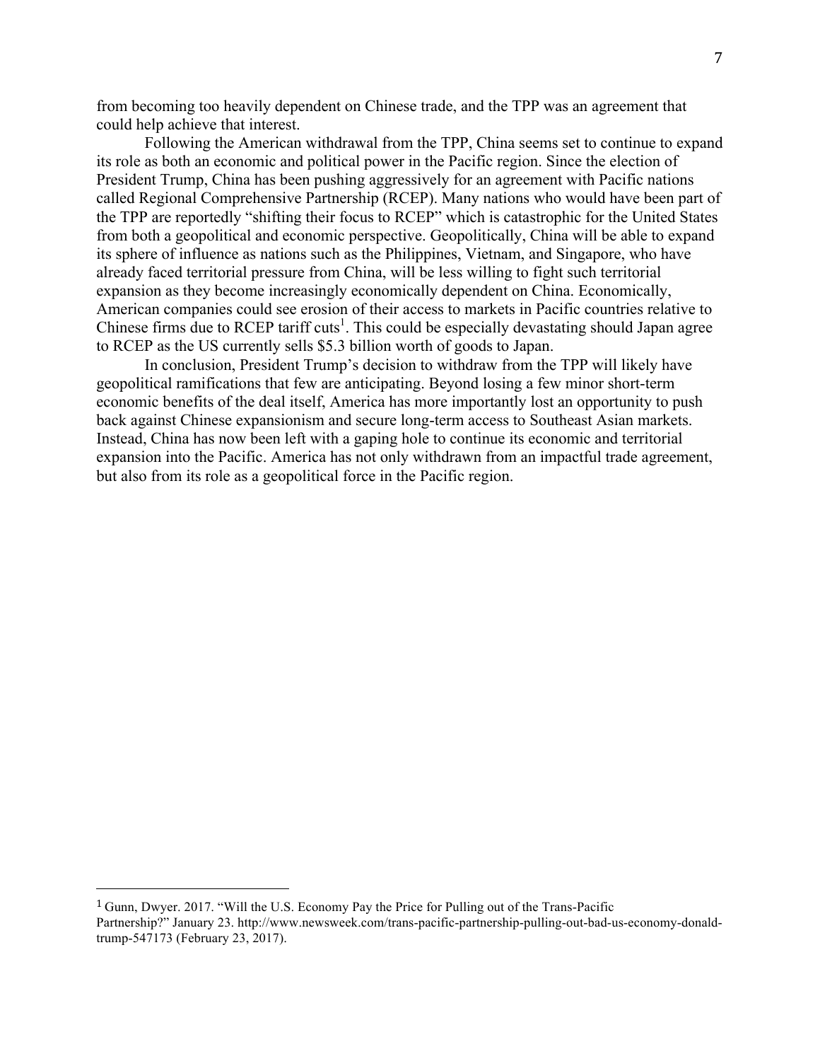from becoming too heavily dependent on Chinese trade, and the TPP was an agreement that could help achieve that interest.

Following the American withdrawal from the TPP, China seems set to continue to expand its role as both an economic and political power in the Pacific region. Since the election of President Trump, China has been pushing aggressively for an agreement with Pacific nations called Regional Comprehensive Partnership (RCEP). Many nations who would have been part of the TPP are reportedly "shifting their focus to RCEP" which is catastrophic for the United States from both a geopolitical and economic perspective. Geopolitically, China will be able to expand its sphere of influence as nations such as the Philippines, Vietnam, and Singapore, who have already faced territorial pressure from China, will be less willing to fight such territorial expansion as they become increasingly economically dependent on China. Economically, American companies could see erosion of their access to markets in Pacific countries relative to Chinese firms due to RCEP tariff cuts[1]. This could be especially devastating should Japan agree to RCEP as the US currently sells $5.3 billion worth of goods to Japan.

In conclusion, President Trump's decision to withdraw from the TPP will likely have geopolitical ramifications that few are anticipating. Beyond losing a few minor short-term economic benefits of the deal itself, America has more importantly lost an opportunity to push back against Chinese expansionism and secure long-term access to Southeast Asian markets. Instead, China has now been left with a gaping hole to continue its economic and territorial expansion into the Pacific. America has not only withdrawn from an impactful trade agreement, but also from its role as a geopolitical force in the Pacific region.

---

[1] Gunn, Dwyer. 2017. "Will the U.S. Economy Pay the Price for Pulling out of the Trans-Pacific Partnership?" January 23. http://www.newsweek.com/trans-pacific-partnership-pulling-out-bad-us-economy-donald-trump-547173 (February 23, 2017).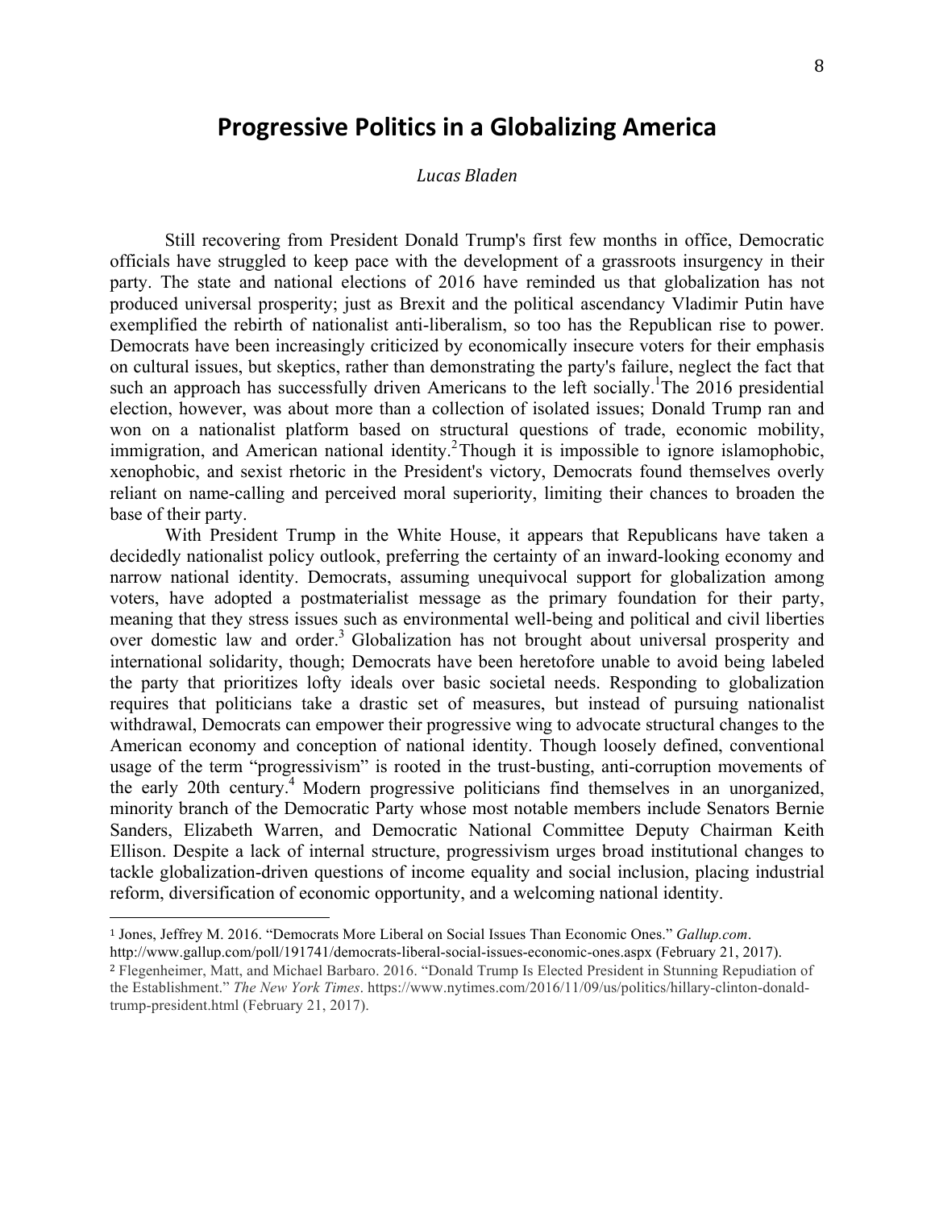# Progressive Politics in a Globalizing America

*Lucas Bladen*

Still recovering from President Donald Trump's first few months in office, Democratic officials have struggled to keep pace with the development of a grassroots insurgency in their party. The state and national elections of 2016 have reminded us that globalization has not produced universal prosperity; just as Brexit and the political ascendancy Vladimir Putin have exemplified the rebirth of nationalist anti-liberalism, so too has the Republican rise to power. Democrats have been increasingly criticized by economically insecure voters for their emphasis on cultural issues, but skeptics, rather than demonstrating the party's failure, neglect the fact that such an approach has successfully driven Americans to the left socially.[1]The 2016 presidential election, however, was about more than a collection of isolated issues; Donald Trump ran and won on a nationalist platform based on structural questions of trade, economic mobility, immigration, and American national identity.[2]Though it is impossible to ignore islamophobic, xenophobic, and sexist rhetoric in the President's victory, Democrats found themselves overly reliant on name-calling and perceived moral superiority, limiting their chances to broaden the base of their party.

With President Trump in the White House, it appears that Republicans have taken a decidedly nationalist policy outlook, preferring the certainty of an inward-looking economy and narrow national identity. Democrats, assuming unequivocal support for globalization among voters, have adopted a postmaterialist message as the primary foundation for their party, meaning that they stress issues such as environmental well-being and political and civil liberties over domestic law and order.[3] Globalization has not brought about universal prosperity and international solidarity, though; Democrats have been heretofore unable to avoid being labeled the party that prioritizes lofty ideals over basic societal needs. Responding to globalization requires that politicians take a drastic set of measures, but instead of pursuing nationalist withdrawal, Democrats can empower their progressive wing to advocate structural changes to the American economy and conception of national identity. Though loosely defined, conventional usage of the term "progressivism" is rooted in the trust-busting, anti-corruption movements of the early 20th century.[4] Modern progressive politicians find themselves in an unorganized, minority branch of the Democratic Party whose most notable members include Senators Bernie Sanders, Elizabeth Warren, and Democratic National Committee Deputy Chairman Keith Ellison. Despite a lack of internal structure, progressivism urges broad institutional changes to tackle globalization-driven questions of income equality and social inclusion, placing industrial reform, diversification of economic opportunity, and a welcoming national identity.

---

[1] Jones, Jeffrey M. 2016. "Democrats More Liberal on Social Issues Than Economic Ones." *Gallup.com*. http://www.gallup.com/poll/191741/democrats-liberal-social-issues-economic-ones.aspx (February 21, 2017).

[2] Flegenheimer, Matt, and Michael Barbaro. 2016. "Donald Trump Is Elected President in Stunning Repudiation of the Establishment." *The New York Times*. https://www.nytimes.com/2016/11/09/us/politics/hillary-clinton-donald-trump-president.html (February 21, 2017).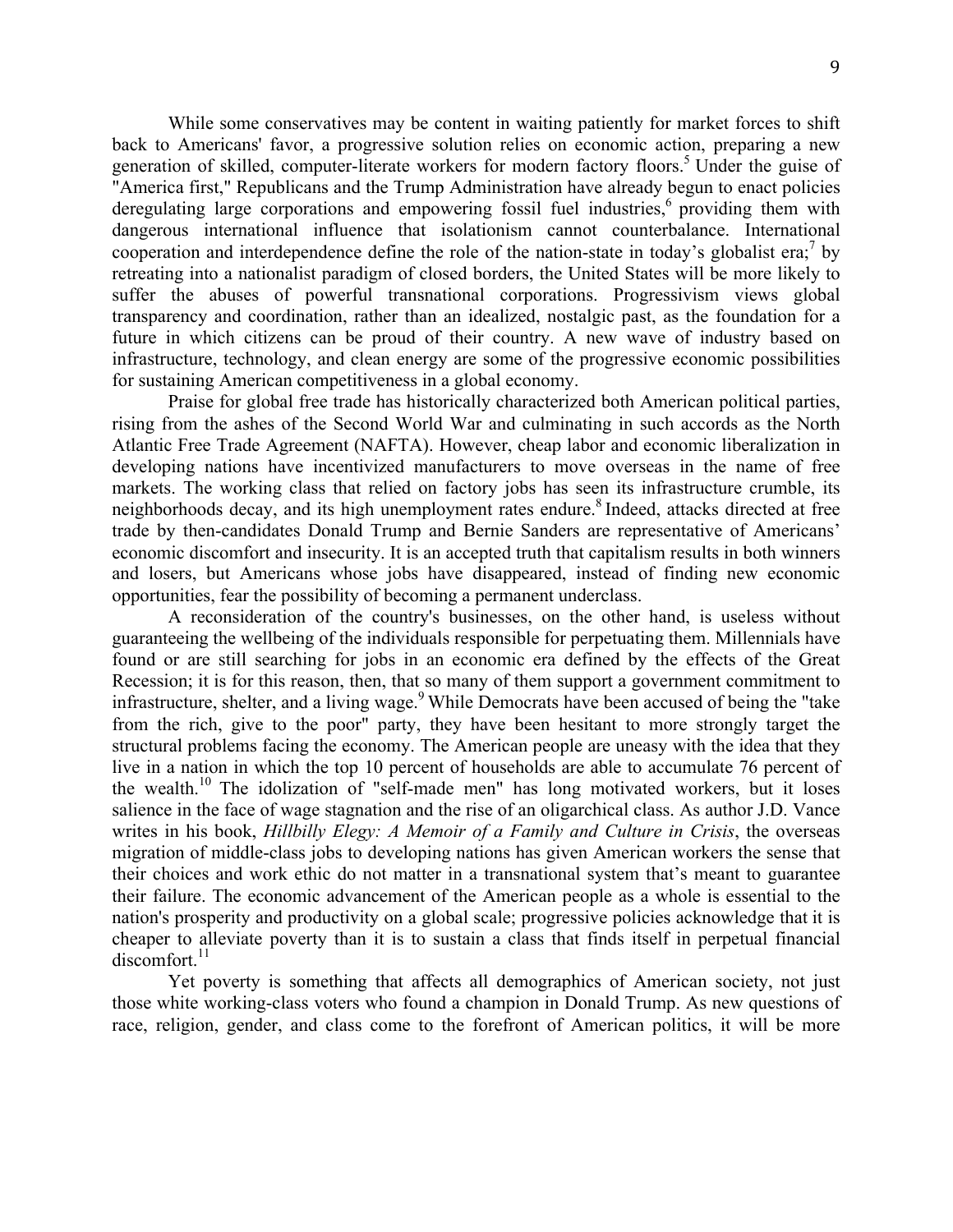While some conservatives may be content in waiting patiently for market forces to shift back to Americans' favor, a progressive solution relies on economic action, preparing a new generation of skilled, computer-literate workers for modern factory floors.[5] Under the guise of "America first," Republicans and the Trump Administration have already begun to enact policies deregulating large corporations and empowering fossil fuel industries,[6] providing them with dangerous international influence that isolationism cannot counterbalance. International cooperation and interdependence define the role of the nation-state in today's globalist era;[7] by retreating into a nationalist paradigm of closed borders, the United States will be more likely to suffer the abuses of powerful transnational corporations. Progressivism views global transparency and coordination, rather than an idealized, nostalgic past, as the foundation for a future in which citizens can be proud of their country. A new wave of industry based on infrastructure, technology, and clean energy are some of the progressive economic possibilities for sustaining American competitiveness in a global economy.

Praise for global free trade has historically characterized both American political parties, rising from the ashes of the Second World War and culminating in such accords as the North Atlantic Free Trade Agreement (NAFTA). However, cheap labor and economic liberalization in developing nations have incentivized manufacturers to move overseas in the name of free markets. The working class that relied on factory jobs has seen its infrastructure crumble, its neighborhoods decay, and its high unemployment rates endure.[8] Indeed, attacks directed at free trade by then-candidates Donald Trump and Bernie Sanders are representative of Americans' economic discomfort and insecurity. It is an accepted truth that capitalism results in both winners and losers, but Americans whose jobs have disappeared, instead of finding new economic opportunities, fear the possibility of becoming a permanent underclass.

A reconsideration of the country's businesses, on the other hand, is useless without guaranteeing the wellbeing of the individuals responsible for perpetuating them. Millennials have found or are still searching for jobs in an economic era defined by the effects of the Great Recession; it is for this reason, then, that so many of them support a government commitment to infrastructure, shelter, and a living wage.[9] While Democrats have been accused of being the "take from the rich, give to the poor" party, they have been hesitant to more strongly target the structural problems facing the economy. The American people are uneasy with the idea that they live in a nation in which the top 10 percent of households are able to accumulate 76 percent of the wealth.[10] The idolization of "self-made men" has long motivated workers, but it loses salience in the face of wage stagnation and the rise of an oligarchical class. As author J.D. Vance writes in his book, *Hillbilly Elegy: A Memoir of a Family and Culture in Crisis*, the overseas migration of middle-class jobs to developing nations has given American workers the sense that their choices and work ethic do not matter in a transnational system that's meant to guarantee their failure. The economic advancement of the American people as a whole is essential to the nation's prosperity and productivity on a global scale; progressive policies acknowledge that it is cheaper to alleviate poverty than it is to sustain a class that finds itself in perpetual financial discomfort.[11]

Yet poverty is something that affects all demographics of American society, not just those white working-class voters who found a champion in Donald Trump. As new questions of race, religion, gender, and class come to the forefront of American politics, it will be more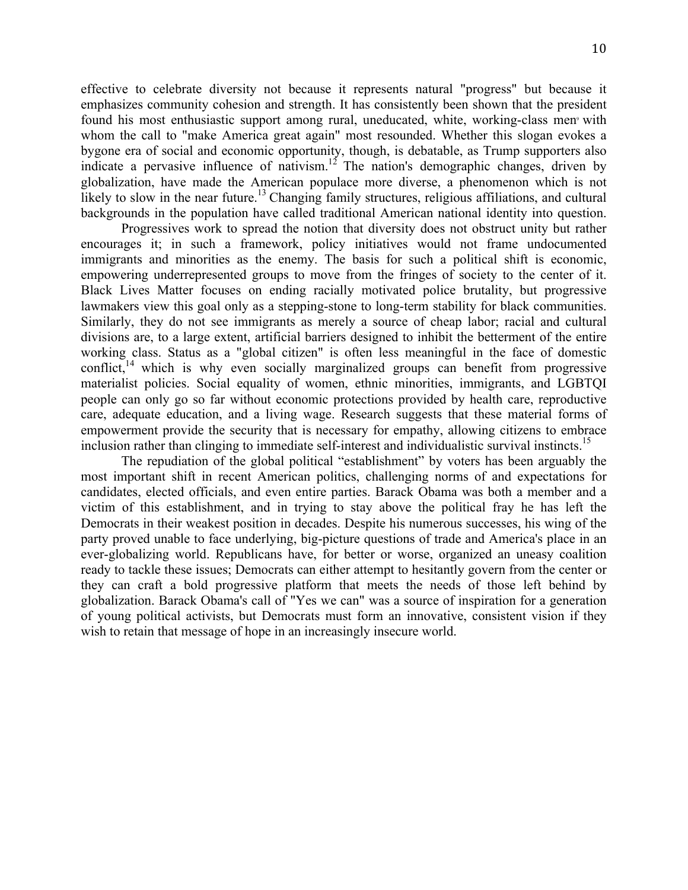effective to celebrate diversity not because it represents natural "progress" but because it emphasizes community cohesion and strength. It has consistently been shown that the president found his most enthusiastic support among rural, uneducated, white, working-class men[9] with whom the call to "make America great again" most resounded. Whether this slogan evokes a bygone era of social and economic opportunity, though, is debatable, as Trump supporters also indicate a pervasive influence of nativism.[12] The nation's demographic changes, driven by globalization, have made the American populace more diverse, a phenomenon which is not likely to slow in the near future.[13] Changing family structures, religious affiliations, and cultural backgrounds in the population have called traditional American national identity into question.

Progressives work to spread the notion that diversity does not obstruct unity but rather encourages it; in such a framework, policy initiatives would not frame undocumented immigrants and minorities as the enemy. The basis for such a political shift is economic, empowering underrepresented groups to move from the fringes of society to the center of it. Black Lives Matter focuses on ending racially motivated police brutality, but progressive lawmakers view this goal only as a stepping-stone to long-term stability for black communities. Similarly, they do not see immigrants as merely a source of cheap labor; racial and cultural divisions are, to a large extent, artificial barriers designed to inhibit the betterment of the entire working class. Status as a "global citizen" is often less meaningful in the face of domestic conflict,[14] which is why even socially marginalized groups can benefit from progressive materialist policies. Social equality of women, ethnic minorities, immigrants, and LGBTQI people can only go so far without economic protections provided by health care, reproductive care, adequate education, and a living wage. Research suggests that these material forms of empowerment provide the security that is necessary for empathy, allowing citizens to embrace inclusion rather than clinging to immediate self-interest and individualistic survival instincts.[15]

The repudiation of the global political "establishment" by voters has been arguably the most important shift in recent American politics, challenging norms of and expectations for candidates, elected officials, and even entire parties. Barack Obama was both a member and a victim of this establishment, and in trying to stay above the political fray he has left the Democrats in their weakest position in decades. Despite his numerous successes, his wing of the party proved unable to face underlying, big-picture questions of trade and America's place in an ever-globalizing world. Republicans have, for better or worse, organized an uneasy coalition ready to tackle these issues; Democrats can either attempt to hesitantly govern from the center or they can craft a bold progressive platform that meets the needs of those left behind by globalization. Barack Obama's call of "Yes we can" was a source of inspiration for a generation of young political activists, but Democrats must form an innovative, consistent vision if they wish to retain that message of hope in an increasingly insecure world.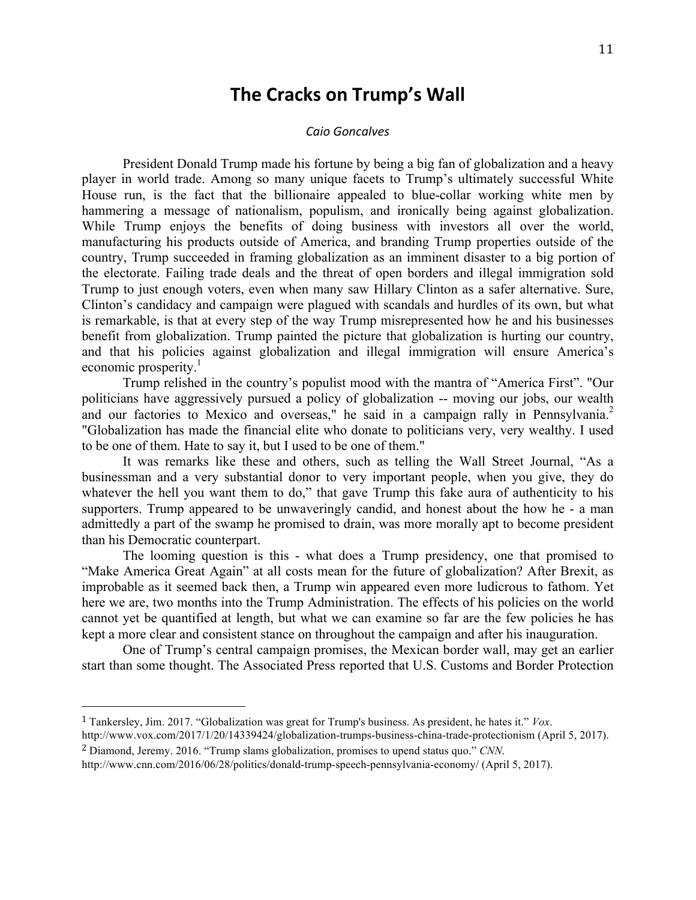# The Cracks on Trump's Wall

*Caio Goncalves*

President Donald Trump made his fortune by being a big fan of globalization and a heavy player in world trade. Among so many unique facets to Trump's ultimately successful White House run, is the fact that the billionaire appealed to blue-collar working white men by hammering a message of nationalism, populism, and ironically being against globalization. While Trump enjoys the benefits of doing business with investors all over the world, manufacturing his products outside of America, and branding Trump properties outside of the country, Trump succeeded in framing globalization as an imminent disaster to a big portion of the electorate. Failing trade deals and the threat of open borders and illegal immigration sold Trump to just enough voters, even when many saw Hillary Clinton as a safer alternative. Sure, Clinton's candidacy and campaign were plagued with scandals and hurdles of its own, but what is remarkable, is that at every step of the way Trump misrepresented how he and his businesses benefit from globalization. Trump painted the picture that globalization is hurting our country, and that his policies against globalization and illegal immigration will ensure America's economic prosperity.[1]

Trump relished in the country's populist mood with the mantra of "America First". "Our politicians have aggressively pursued a policy of globalization -- moving our jobs, our wealth and our factories to Mexico and overseas," he said in a campaign rally in Pennsylvania.[2] "Globalization has made the financial elite who donate to politicians very, very wealthy. I used to be one of them. Hate to say it, but I used to be one of them."

It was remarks like these and others, such as telling the Wall Street Journal, "As a businessman and a very substantial donor to very important people, when you give, they do whatever the hell you want them to do," that gave Trump this fake aura of authenticity to his supporters. Trump appeared to be unwaveringly candid, and honest about the how he - a man admittedly a part of the swamp he promised to drain, was more morally apt to become president than his Democratic counterpart.

The looming question is this - what does a Trump presidency, one that promised to "Make America Great Again" at all costs mean for the future of globalization? After Brexit, as improbable as it seemed back then, a Trump win appeared even more ludicrous to fathom. Yet here we are, two months into the Trump Administration. The effects of his policies on the world cannot yet be quantified at length, but what we can examine so far are the few policies he has kept a more clear and consistent stance on throughout the campaign and after his inauguration.

One of Trump's central campaign promises, the Mexican border wall, may get an earlier start than some thought. The Associated Press reported that U.S. Customs and Border Protection

---

[1] Tankersley, Jim. 2017. "Globalization was great for Trump's business. As president, he hates it." *Vox*. http://www.vox.com/2017/1/20/14339424/globalization-trumps-business-china-trade-protectionism (April 5, 2017).

[2] Diamond, Jeremy. 2016. "Trump slams globalization, promises to upend status quo." *CNN*. http://www.cnn.com/2016/06/28/politics/donald-trump-speech-pennsylvania-economy/ (April 5, 2017).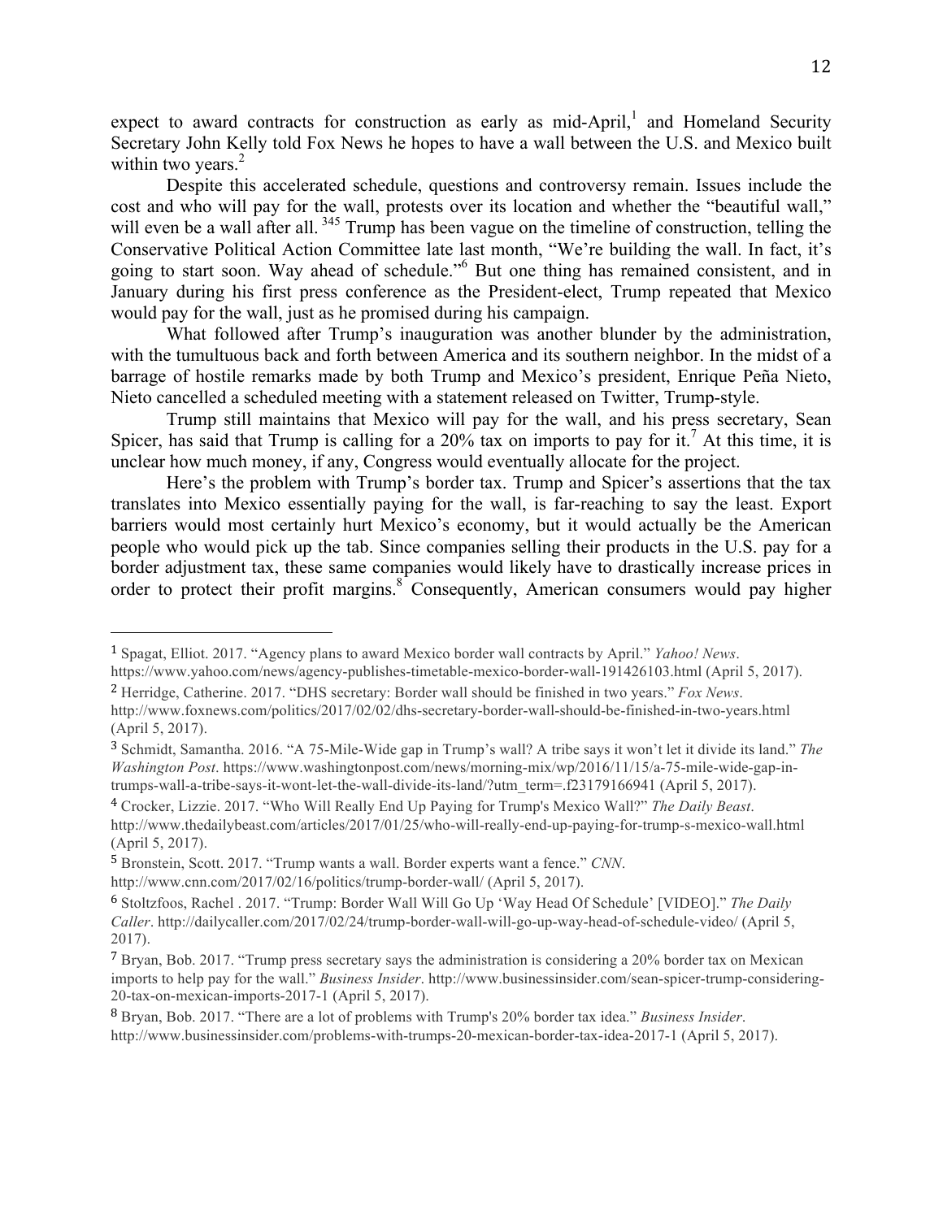expect to award contracts for construction as early as mid-April,[1] and Homeland Security Secretary John Kelly told Fox News he hopes to have a wall between the U.S. and Mexico built within two years.[2]

Despite this accelerated schedule, questions and controversy remain. Issues include the cost and who will pay for the wall, protests over its location and whether the "beautiful wall," will even be a wall after all. [3][4][5] Trump has been vague on the timeline of construction, telling the Conservative Political Action Committee late last month, "We're building the wall. In fact, it's going to start soon. Way ahead of schedule."[6] But one thing has remained consistent, and in January during his first press conference as the President-elect, Trump repeated that Mexico would pay for the wall, just as he promised during his campaign.

What followed after Trump's inauguration was another blunder by the administration, with the tumultuous back and forth between America and its southern neighbor. In the midst of a barrage of hostile remarks made by both Trump and Mexico's president, Enrique Peña Nieto, Nieto cancelled a scheduled meeting with a statement released on Twitter, Trump-style.

Trump still maintains that Mexico will pay for the wall, and his press secretary, Sean Spicer, has said that Trump is calling for a 20% tax on imports to pay for it.[7] At this time, it is unclear how much money, if any, Congress would eventually allocate for the project.

Here's the problem with Trump's border tax. Trump and Spicer's assertions that the tax translates into Mexico essentially paying for the wall, is far-reaching to say the least. Export barriers would most certainly hurt Mexico's economy, but it would actually be the American people who would pick up the tab. Since companies selling their products in the U.S. pay for a border adjustment tax, these same companies would likely have to drastically increase prices in order to protect their profit margins.[8] Consequently, American consumers would pay higher

---

[1] Spagat, Elliot. 2017. "Agency plans to award Mexico border wall contracts by April." *Yahoo! News*. https://www.yahoo.com/news/agency-publishes-timetable-mexico-border-wall-191426103.html (April 5, 2017).

[2] Herridge, Catherine. 2017. "DHS secretary: Border wall should be finished in two years." *Fox News*. http://www.foxnews.com/politics/2017/02/02/dhs-secretary-border-wall-should-be-finished-in-two-years.html (April 5, 2017).

[3] Schmidt, Samantha. 2016. "A 75-Mile-Wide gap in Trump's wall? A tribe says it won't let it divide its land." *The Washington Post*. https://www.washingtonpost.com/news/morning-mix/wp/2016/11/15/a-75-mile-wide-gap-in-trumps-wall-a-tribe-says-it-wont-let-the-wall-divide-its-land/?utm_term=.f23179166941 (April 5, 2017).

[4] Crocker, Lizzie. 2017. "Who Will Really End Up Paying for Trump's Mexico Wall?" *The Daily Beast*. http://www.thedailybeast.com/articles/2017/01/25/who-will-really-end-up-paying-for-trump-s-mexico-wall.html (April 5, 2017).

[5] Bronstein, Scott. 2017. "Trump wants a wall. Border experts want a fence." *CNN*. http://www.cnn.com/2017/02/16/politics/trump-border-wall/ (April 5, 2017).

[6] Stoltzfoos, Rachel . 2017. "Trump: Border Wall Will Go Up 'Way Head Of Schedule' [VIDEO]." *The Daily Caller*. http://dailycaller.com/2017/02/24/trump-border-wall-will-go-up-way-head-of-schedule-video/ (April 5, 2017).

[7] Bryan, Bob. 2017. "Trump press secretary says the administration is considering a 20% border tax on Mexican imports to help pay for the wall." *Business Insider*. http://www.businessinsider.com/sean-spicer-trump-considering-20-tax-on-mexican-imports-2017-1 (April 5, 2017).

[8] Bryan, Bob. 2017. "There are a lot of problems with Trump's 20% border tax idea." *Business Insider*. http://www.businessinsider.com/problems-with-trumps-20-mexican-border-tax-idea-2017-1 (April 5, 2017).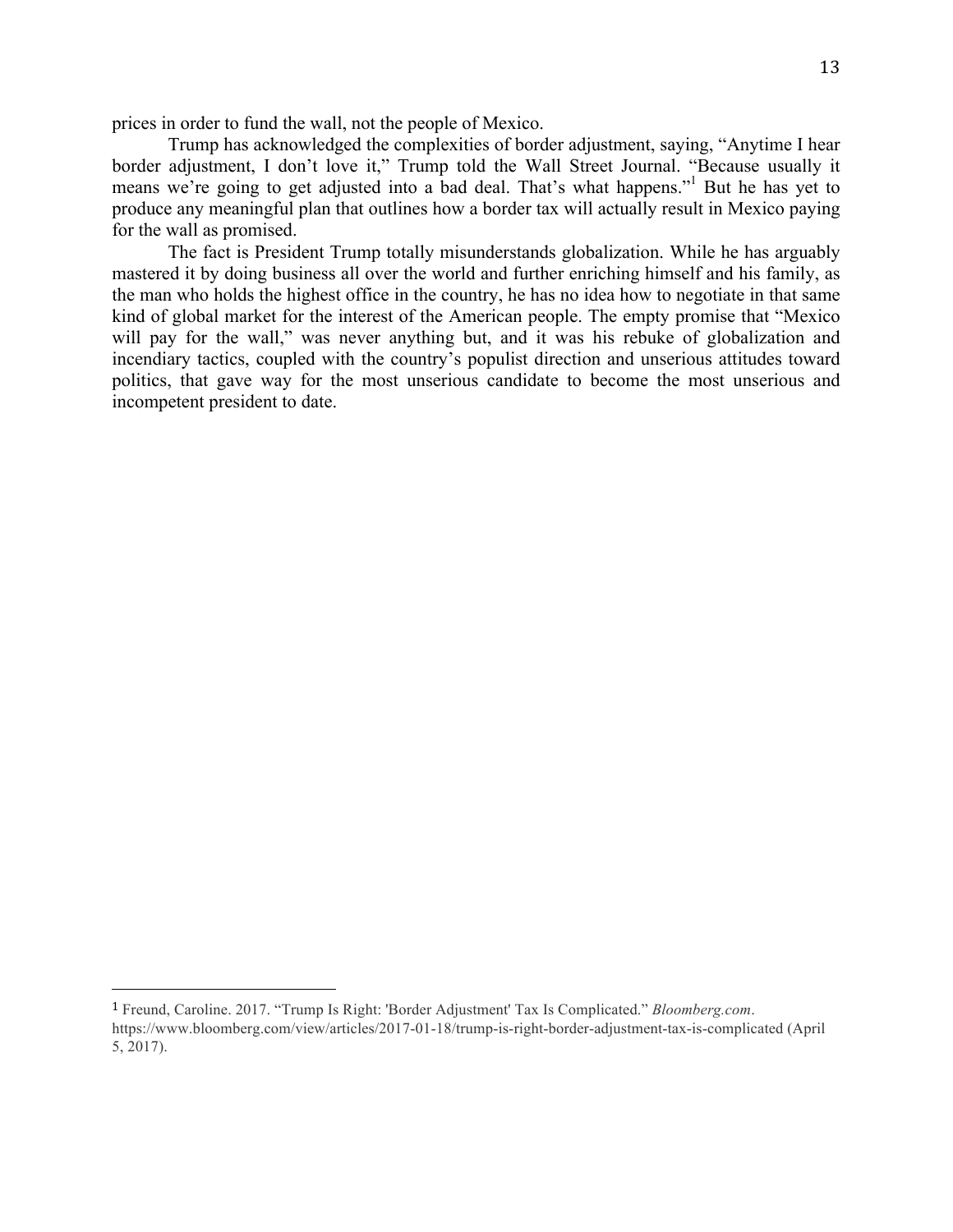prices in order to fund the wall, not the people of Mexico.

Trump has acknowledged the complexities of border adjustment, saying, "Anytime I hear border adjustment, I don't love it," Trump told the Wall Street Journal. "Because usually it means we're going to get adjusted into a bad deal. That's what happens."[1] But he has yet to produce any meaningful plan that outlines how a border tax will actually result in Mexico paying for the wall as promised.

The fact is President Trump totally misunderstands globalization. While he has arguably mastered it by doing business all over the world and further enriching himself and his family, as the man who holds the highest office in the country, he has no idea how to negotiate in that same kind of global market for the interest of the American people. The empty promise that "Mexico will pay for the wall," was never anything but, and it was his rebuke of globalization and incendiary tactics, coupled with the country's populist direction and unserious attitudes toward politics, that gave way for the most unserious candidate to become the most unserious and incompetent president to date.

---

[1] Freund, Caroline. 2017. "Trump Is Right: 'Border Adjustment' Tax Is Complicated." *Bloomberg.com*. https://www.bloomberg.com/view/articles/2017-01-18/trump-is-right-border-adjustment-tax-is-complicated (April 5, 2017).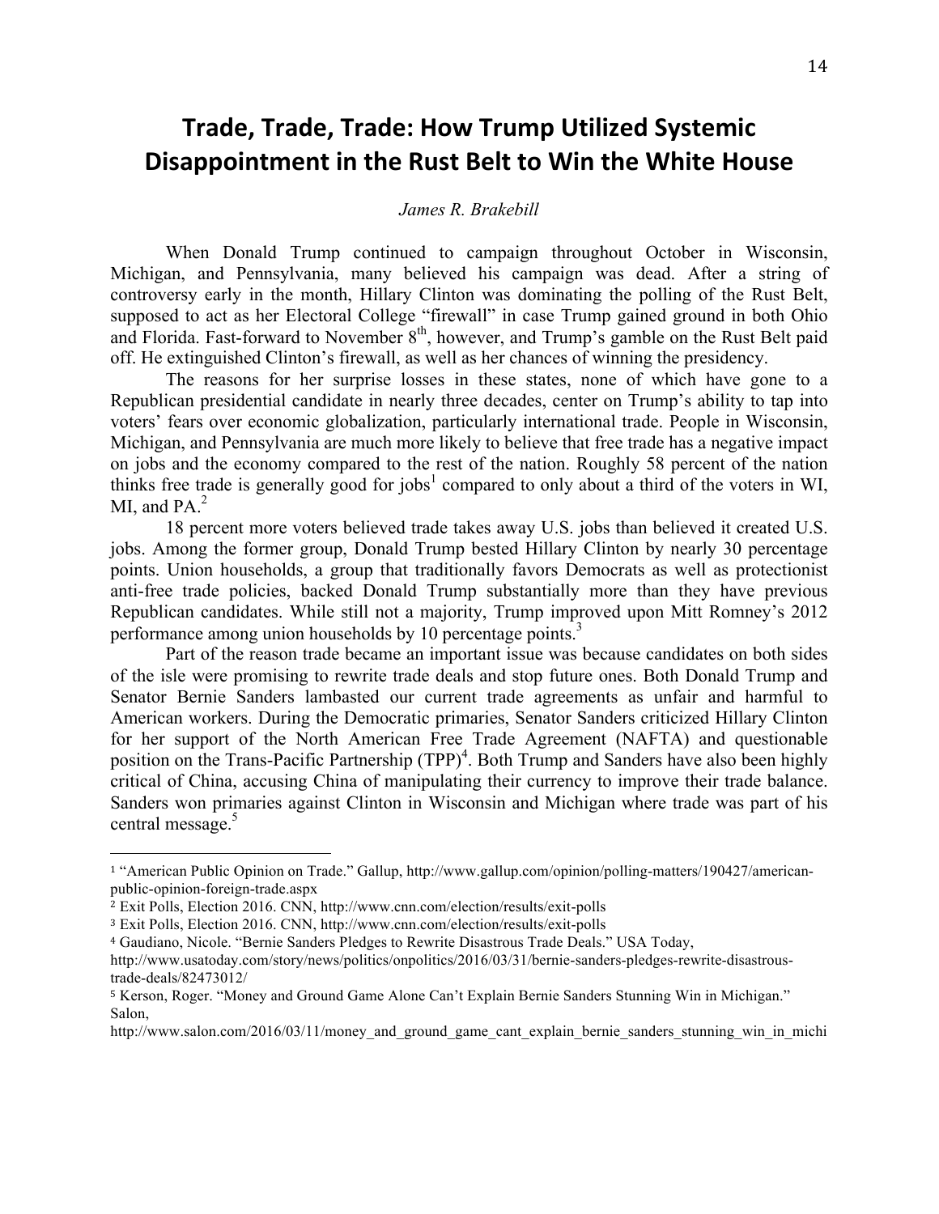# Trade, Trade, Trade: How Trump Utilized Systemic Disappointment in the Rust Belt to Win the White House

*James R. Brakebill*

When Donald Trump continued to campaign throughout October in Wisconsin, Michigan, and Pennsylvania, many believed his campaign was dead. After a string of controversy early in the month, Hillary Clinton was dominating the polling of the Rust Belt, supposed to act as her Electoral College "firewall" in case Trump gained ground in both Ohio and Florida. Fast-forward to November 8th, however, and Trump's gamble on the Rust Belt paid off. He extinguished Clinton's firewall, as well as her chances of winning the presidency.

The reasons for her surprise losses in these states, none of which have gone to a Republican presidential candidate in nearly three decades, center on Trump's ability to tap into voters' fears over economic globalization, particularly international trade. People in Wisconsin, Michigan, and Pennsylvania are much more likely to believe that free trade has a negative impact on jobs and the economy compared to the rest of the nation. Roughly 58 percent of the nation thinks free trade is generally good for jobs[1] compared to only about a third of the voters in WI, MI, and PA.[2]

18 percent more voters believed trade takes away U.S. jobs than believed it created U.S. jobs. Among the former group, Donald Trump bested Hillary Clinton by nearly 30 percentage points. Union households, a group that traditionally favors Democrats as well as protectionist anti-free trade policies, backed Donald Trump substantially more than they have previous Republican candidates. While still not a majority, Trump improved upon Mitt Romney's 2012 performance among union households by 10 percentage points.[3]

Part of the reason trade became an important issue was because candidates on both sides of the isle were promising to rewrite trade deals and stop future ones. Both Donald Trump and Senator Bernie Sanders lambasted our current trade agreements as unfair and harmful to American workers. During the Democratic primaries, Senator Sanders criticized Hillary Clinton for her support of the North American Free Trade Agreement (NAFTA) and questionable position on the Trans-Pacific Partnership (TPP)[4]. Both Trump and Sanders have also been highly critical of China, accusing China of manipulating their currency to improve their trade balance. Sanders won primaries against Clinton in Wisconsin and Michigan where trade was part of his central message.[5]

---

[1] "American Public Opinion on Trade." Gallup, http://www.gallup.com/opinion/polling-matters/190427/american-public-opinion-foreign-trade.aspx

[2] Exit Polls, Election 2016. CNN, http://www.cnn.com/election/results/exit-polls

[3] Exit Polls, Election 2016. CNN, http://www.cnn.com/election/results/exit-polls

[4] Gaudiano, Nicole. "Bernie Sanders Pledges to Rewrite Disastrous Trade Deals." USA Today, http://www.usatoday.com/story/news/politics/onpolitics/2016/03/31/bernie-sanders-pledges-rewrite-disastrous-trade-deals/82473012/

[5] Kerson, Roger. "Money and Ground Game Alone Can't Explain Bernie Sanders Stunning Win in Michigan." Salon, http://www.salon.com/2016/03/11/money_and_ground_game_cant_explain_bernie_sanders_stunning_win_in_michi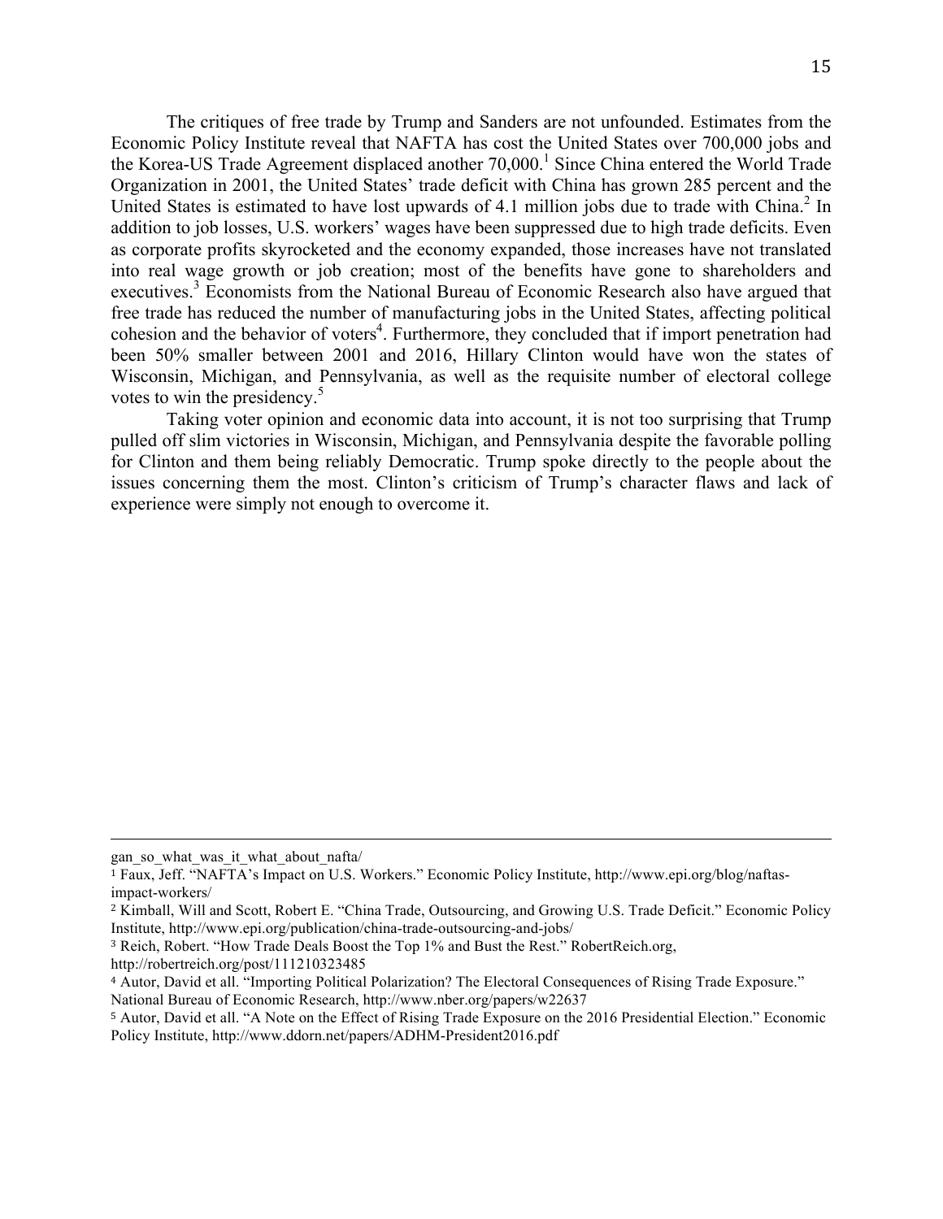The critiques of free trade by Trump and Sanders are not unfounded. Estimates from the Economic Policy Institute reveal that NAFTA has cost the United States over 700,000 jobs and the Korea-US Trade Agreement displaced another 70,000.[1] Since China entered the World Trade Organization in 2001, the United States' trade deficit with China has grown 285 percent and the United States is estimated to have lost upwards of 4.1 million jobs due to trade with China.[2] In addition to job losses, U.S. workers' wages have been suppressed due to high trade deficits. Even as corporate profits skyrocketed and the economy expanded, those increases have not translated into real wage growth or job creation; most of the benefits have gone to shareholders and executives.[3] Economists from the National Bureau of Economic Research also have argued that free trade has reduced the number of manufacturing jobs in the United States, affecting political cohesion and the behavior of voters[4]. Furthermore, they concluded that if import penetration had been 50% smaller between 2001 and 2016, Hillary Clinton would have won the states of Wisconsin, Michigan, and Pennsylvania, as well as the requisite number of electoral college votes to win the presidency.[5]

Taking voter opinion and economic data into account, it is not too surprising that Trump pulled off slim victories in Wisconsin, Michigan, and Pennsylvania despite the favorable polling for Clinton and them being reliably Democratic. Trump spoke directly to the people about the issues concerning them the most. Clinton's criticism of Trump's character flaws and lack of experience were simply not enough to overcome it.

---

gan_so_what_was_it_what_about_nafta/

[1] Faux, Jeff. "NAFTA's Impact on U.S. Workers." Economic Policy Institute, http://www.epi.org/blog/naftas-impact-workers/

[2] Kimball, Will and Scott, Robert E. "China Trade, Outsourcing, and Growing U.S. Trade Deficit." Economic Policy Institute, http://www.epi.org/publication/china-trade-outsourcing-and-jobs/

[3] Reich, Robert. "How Trade Deals Boost the Top 1% and Bust the Rest." RobertReich.org, http://robertreich.org/post/111210323485

[4] Autor, David et all. "Importing Political Polarization? The Electoral Consequences of Rising Trade Exposure." National Bureau of Economic Research, http://www.nber.org/papers/w22637

[5] Autor, David et all. "A Note on the Effect of Rising Trade Exposure on the 2016 Presidential Election." Economic Policy Institute, http://www.ddorn.net/papers/ADHM-President2016.pdf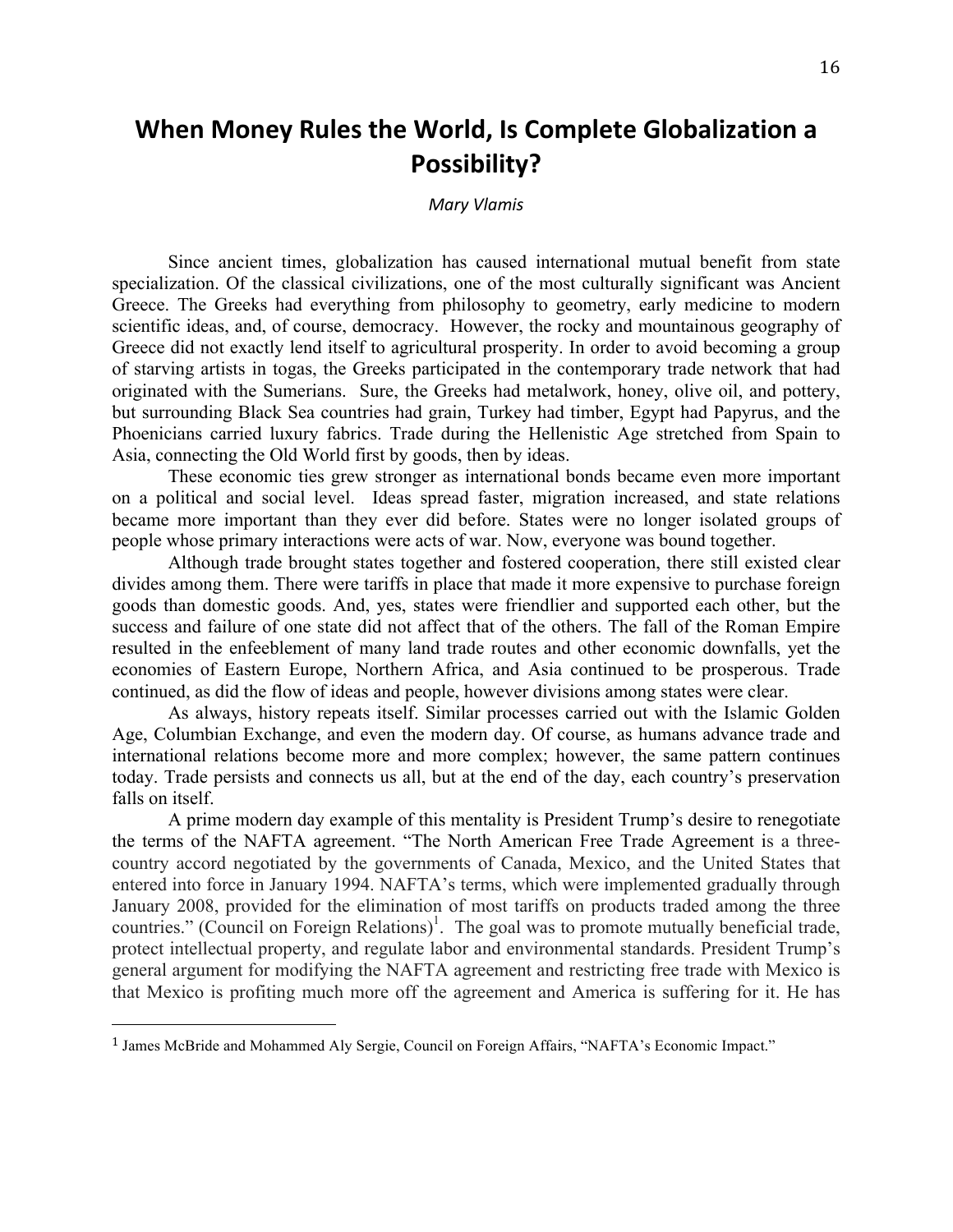# When Money Rules the World, Is Complete Globalization a Possibility?

*Mary Vlamis*

Since ancient times, globalization has caused international mutual benefit from state specialization. Of the classical civilizations, one of the most culturally significant was Ancient Greece. The Greeks had everything from philosophy to geometry, early medicine to modern scientific ideas, and, of course, democracy. However, the rocky and mountainous geography of Greece did not exactly lend itself to agricultural prosperity. In order to avoid becoming a group of starving artists in togas, the Greeks participated in the contemporary trade network that had originated with the Sumerians. Sure, the Greeks had metalwork, honey, olive oil, and pottery, but surrounding Black Sea countries had grain, Turkey had timber, Egypt had Papyrus, and the Phoenicians carried luxury fabrics. Trade during the Hellenistic Age stretched from Spain to Asia, connecting the Old World first by goods, then by ideas.

These economic ties grew stronger as international bonds became even more important on a political and social level. Ideas spread faster, migration increased, and state relations became more important than they ever did before. States were no longer isolated groups of people whose primary interactions were acts of war. Now, everyone was bound together.

Although trade brought states together and fostered cooperation, there still existed clear divides among them. There were tariffs in place that made it more expensive to purchase foreign goods than domestic goods. And, yes, states were friendlier and supported each other, but the success and failure of one state did not affect that of the others. The fall of the Roman Empire resulted in the enfeeblement of many land trade routes and other economic downfalls, yet the economies of Eastern Europe, Northern Africa, and Asia continued to be prosperous. Trade continued, as did the flow of ideas and people, however divisions among states were clear.

As always, history repeats itself. Similar processes carried out with the Islamic Golden Age, Columbian Exchange, and even the modern day. Of course, as humans advance trade and international relations become more and more complex; however, the same pattern continues today. Trade persists and connects us all, but at the end of the day, each country's preservation falls on itself.

A prime modern day example of this mentality is President Trump's desire to renegotiate the terms of the NAFTA agreement. "The North American Free Trade Agreement is a three-country accord negotiated by the governments of Canada, Mexico, and the United States that entered into force in January 1994. NAFTA's terms, which were implemented gradually through January 2008, provided for the elimination of most tariffs on products traded among the three countries." (Council on Foreign Relations)[1]. The goal was to promote mutually beneficial trade, protect intellectual property, and regulate labor and environmental standards. President Trump's general argument for modifying the NAFTA agreement and restricting free trade with Mexico is that Mexico is profiting much more off the agreement and America is suffering for it. He has

[1] James McBride and Mohammed Aly Sergie, Council on Foreign Affairs, "NAFTA's Economic Impact."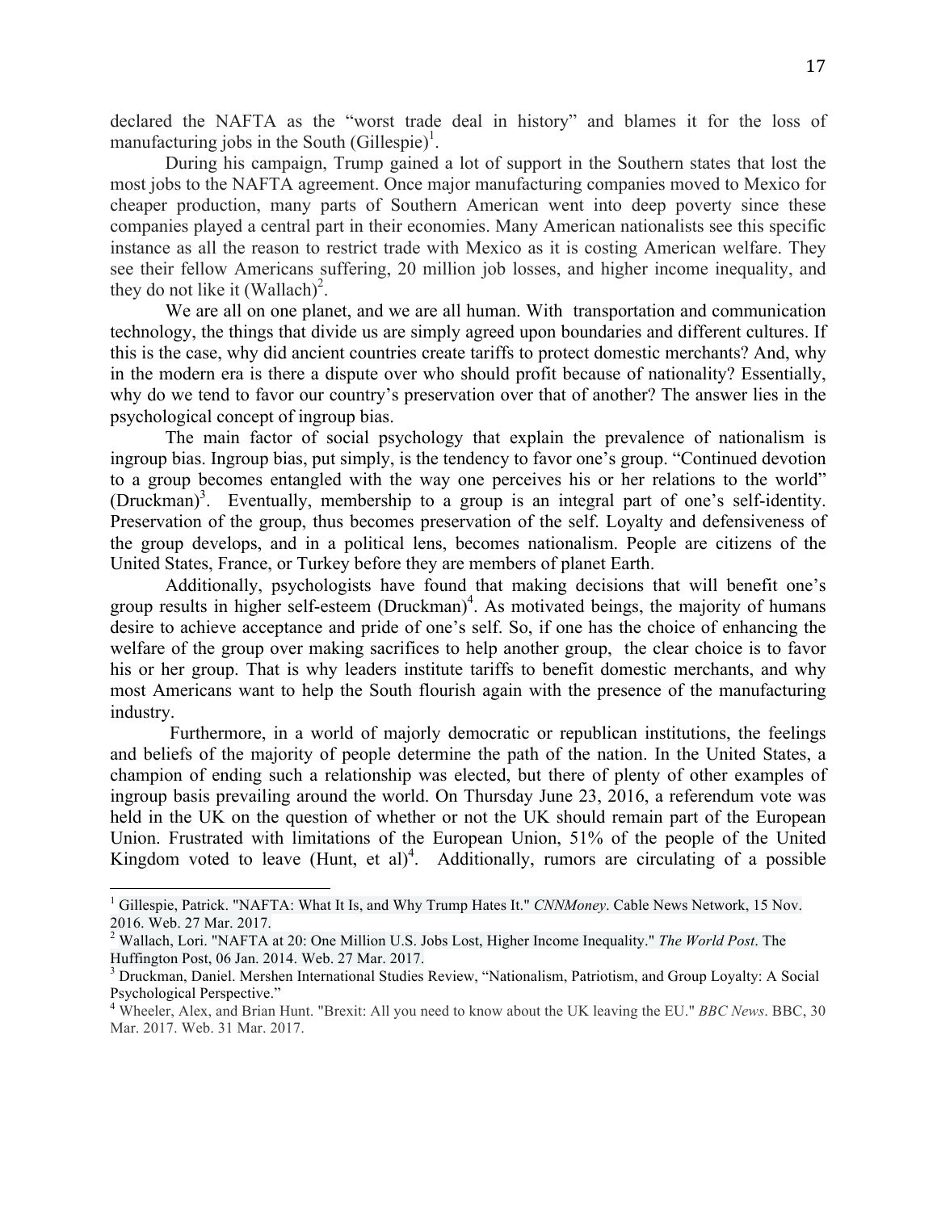declared the NAFTA as the "worst trade deal in history" and blames it for the loss of manufacturing jobs in the South (Gillespie)[1].

During his campaign, Trump gained a lot of support in the Southern states that lost the most jobs to the NAFTA agreement. Once major manufacturing companies moved to Mexico for cheaper production, many parts of Southern American went into deep poverty since these companies played a central part in their economies. Many American nationalists see this specific instance as all the reason to restrict trade with Mexico as it is costing American welfare. They see their fellow Americans suffering, 20 million job losses, and higher income inequality, and they do not like it (Wallach)[2].

We are all on one planet, and we are all human. With transportation and communication technology, the things that divide us are simply agreed upon boundaries and different cultures. If this is the case, why did ancient countries create tariffs to protect domestic merchants? And, why in the modern era is there a dispute over who should profit because of nationality? Essentially, why do we tend to favor our country's preservation over that of another? The answer lies in the psychological concept of ingroup bias.

The main factor of social psychology that explain the prevalence of nationalism is ingroup bias. Ingroup bias, put simply, is the tendency to favor one's group. "Continued devotion to a group becomes entangled with the way one perceives his or her relations to the world" (Druckman)[3]. Eventually, membership to a group is an integral part of one's self-identity. Preservation of the group, thus becomes preservation of the self. Loyalty and defensiveness of the group develops, and in a political lens, becomes nationalism. People are citizens of the United States, France, or Turkey before they are members of planet Earth.

Additionally, psychologists have found that making decisions that will benefit one's group results in higher self-esteem (Druckman)[4]. As motivated beings, the majority of humans desire to achieve acceptance and pride of one's self. So, if one has the choice of enhancing the welfare of the group over making sacrifices to help another group, the clear choice is to favor his or her group. That is why leaders institute tariffs to benefit domestic merchants, and why most Americans want to help the South flourish again with the presence of the manufacturing industry.

Furthermore, in a world of majorly democratic or republican institutions, the feelings and beliefs of the majority of people determine the path of the nation. In the United States, a champion of ending such a relationship was elected, but there of plenty of other examples of ingroup basis prevailing around the world. On Thursday June 23, 2016, a referendum vote was held in the UK on the question of whether or not the UK should remain part of the European Union. Frustrated with limitations of the European Union, 51% of the people of the United Kingdom voted to leave (Hunt, et al)[4]. Additionally, rumors are circulating of a possible

---

[1] Gillespie, Patrick. "NAFTA: What It Is, and Why Trump Hates It." *CNNMoney*. Cable News Network, 15 Nov. 2016. Web. 27 Mar. 2017.

[2] Wallach, Lori. "NAFTA at 20: One Million U.S. Jobs Lost, Higher Income Inequality." *The World Post*. The Huffington Post, 06 Jan. 2014. Web. 27 Mar. 2017.

[3] Druckman, Daniel. Mershen International Studies Review, "Nationalism, Patriotism, and Group Loyalty: A Social Psychological Perspective."

[4] Wheeler, Alex, and Brian Hunt. "Brexit: All you need to know about the UK leaving the EU." *BBC News*. BBC, 30 Mar. 2017. Web. 31 Mar. 2017.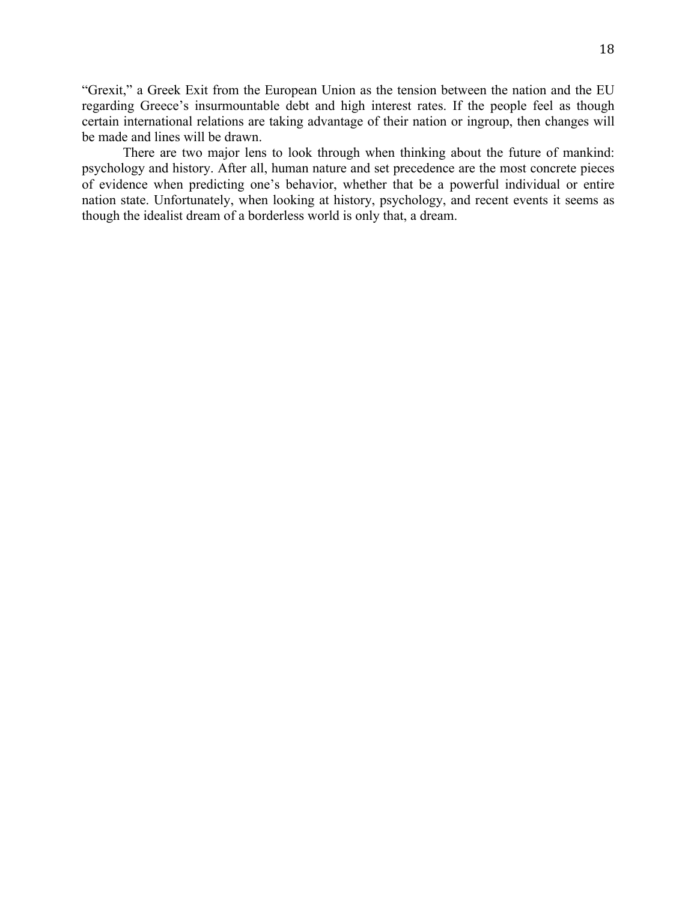"Grexit," a Greek Exit from the European Union as the tension between the nation and the EU regarding Greece's insurmountable debt and high interest rates. If the people feel as though certain international relations are taking advantage of their nation or ingroup, then changes will be made and lines will be drawn.

There are two major lens to look through when thinking about the future of mankind: psychology and history. After all, human nature and set precedence are the most concrete pieces of evidence when predicting one's behavior, whether that be a powerful individual or entire nation state. Unfortunately, when looking at history, psychology, and recent events it seems as though the idealist dream of a borderless world is only that, a dream.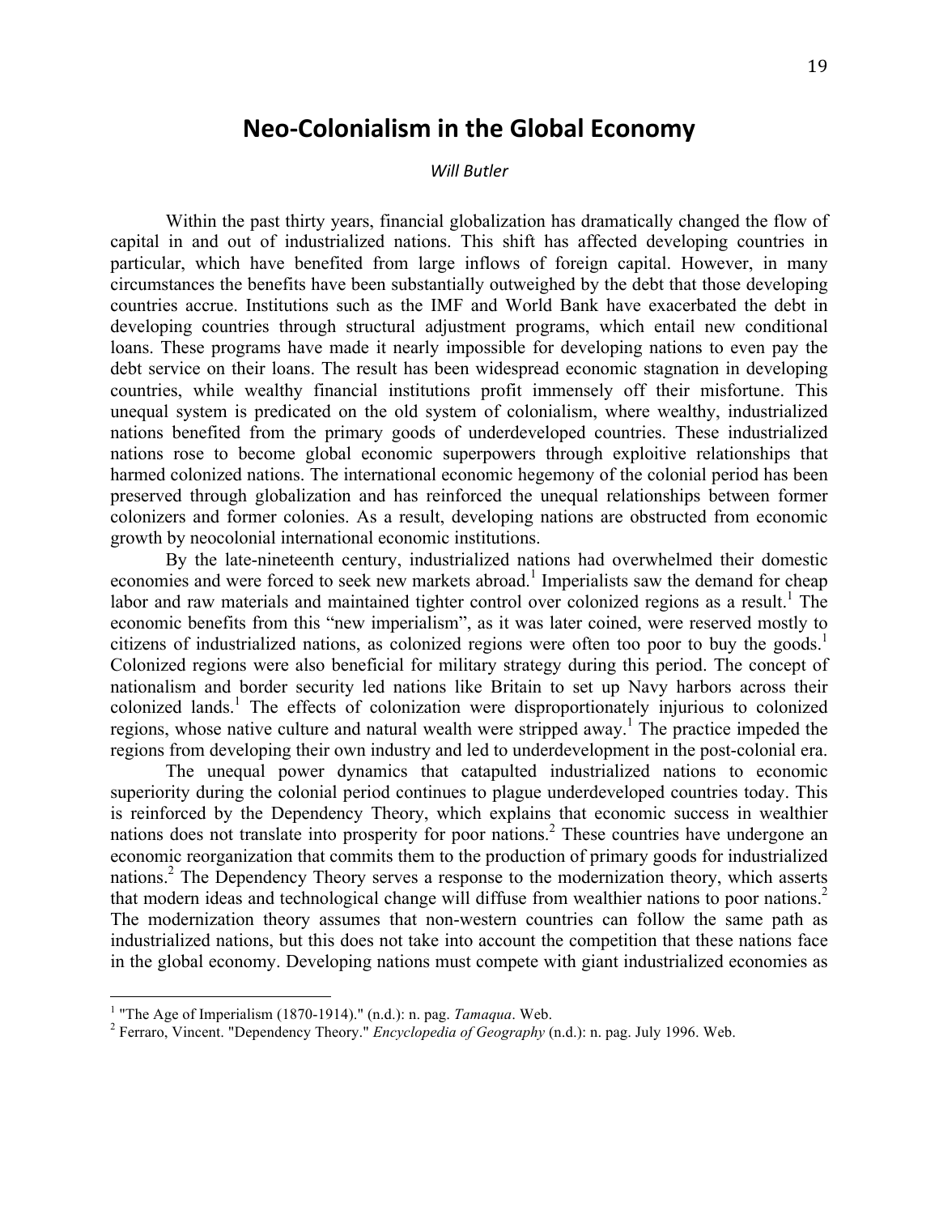# Neo-Colonialism in the Global Economy

*Will Butler*

Within the past thirty years, financial globalization has dramatically changed the flow of capital in and out of industrialized nations. This shift has affected developing countries in particular, which have benefited from large inflows of foreign capital. However, in many circumstances the benefits have been substantially outweighed by the debt that those developing countries accrue. Institutions such as the IMF and World Bank have exacerbated the debt in developing countries through structural adjustment programs, which entail new conditional loans. These programs have made it nearly impossible for developing nations to even pay the debt service on their loans. The result has been widespread economic stagnation in developing countries, while wealthy financial institutions profit immensely off their misfortune. This unequal system is predicated on the old system of colonialism, where wealthy, industrialized nations benefited from the primary goods of underdeveloped countries. These industrialized nations rose to become global economic superpowers through exploitive relationships that harmed colonized nations. The international economic hegemony of the colonial period has been preserved through globalization and has reinforced the unequal relationships between former colonizers and former colonies. As a result, developing nations are obstructed from economic growth by neocolonial international economic institutions.

By the late-nineteenth century, industrialized nations had overwhelmed their domestic economies and were forced to seek new markets abroad.[1] Imperialists saw the demand for cheap labor and raw materials and maintained tighter control over colonized regions as a result.[1] The economic benefits from this "new imperialism", as it was later coined, were reserved mostly to citizens of industrialized nations, as colonized regions were often too poor to buy the goods.[1] Colonized regions were also beneficial for military strategy during this period. The concept of nationalism and border security led nations like Britain to set up Navy harbors across their colonized lands.[1] The effects of colonization were disproportionately injurious to colonized regions, whose native culture and natural wealth were stripped away.[1] The practice impeded the regions from developing their own industry and led to underdevelopment in the post-colonial era.

The unequal power dynamics that catapulted industrialized nations to economic superiority during the colonial period continues to plague underdeveloped countries today. This is reinforced by the Dependency Theory, which explains that economic success in wealthier nations does not translate into prosperity for poor nations.[2] These countries have undergone an economic reorganization that commits them to the production of primary goods for industrialized nations.[2] The Dependency Theory serves a response to the modernization theory, which asserts that modern ideas and technological change will diffuse from wealthier nations to poor nations.[2] The modernization theory assumes that non-western countries can follow the same path as industrialized nations, but this does not take into account the competition that these nations face in the global economy. Developing nations must compete with giant industrialized economies as

---

[1] "The Age of Imperialism (1870-1914)." (n.d.): n. pag. *Tamaqua*. Web.

[2] Ferraro, Vincent. "Dependency Theory." *Encyclopedia of Geography* (n.d.): n. pag. July 1996. Web.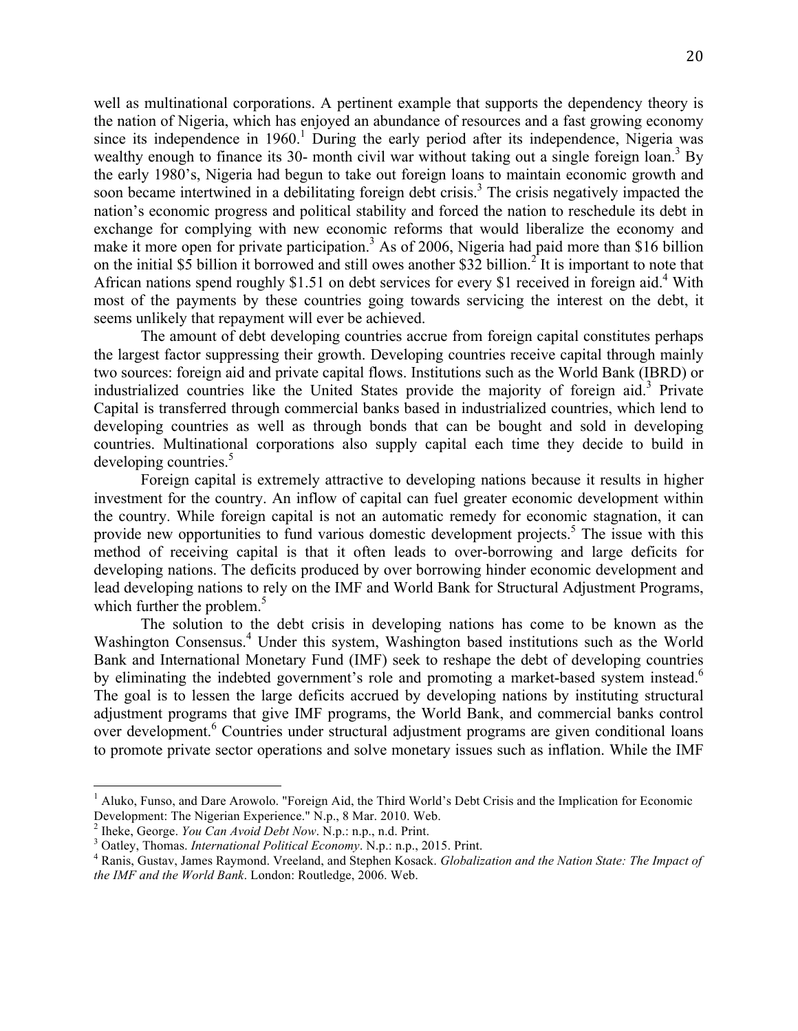well as multinational corporations. A pertinent example that supports the dependency theory is the nation of Nigeria, which has enjoyed an abundance of resources and a fast growing economy since its independence in 1960.[1] During the early period after its independence, Nigeria was wealthy enough to finance its 30- month civil war without taking out a single foreign loan.[3] By the early 1980's, Nigeria had begun to take out foreign loans to maintain economic growth and soon became intertwined in a debilitating foreign debt crisis.[3] The crisis negatively impacted the nation's economic progress and political stability and forced the nation to reschedule its debt in exchange for complying with new economic reforms that would liberalize the economy and make it more open for private participation.[3] As of 2006, Nigeria had paid more than $16 billion on the initial $5 billion it borrowed and still owes another $32 billion.[2] It is important to note that African nations spend roughly $1.51 on debt services for every $1 received in foreign aid.[4] With most of the payments by these countries going towards servicing the interest on the debt, it seems unlikely that repayment will ever be achieved.

The amount of debt developing countries accrue from foreign capital constitutes perhaps the largest factor suppressing their growth. Developing countries receive capital through mainly two sources: foreign aid and private capital flows. Institutions such as the World Bank (IBRD) or industrialized countries like the United States provide the majority of foreign aid.[3] Private Capital is transferred through commercial banks based in industrialized countries, which lend to developing countries as well as through bonds that can be bought and sold in developing countries. Multinational corporations also supply capital each time they decide to build in developing countries.[5]

Foreign capital is extremely attractive to developing nations because it results in higher investment for the country. An inflow of capital can fuel greater economic development within the country. While foreign capital is not an automatic remedy for economic stagnation, it can provide new opportunities to fund various domestic development projects.[5] The issue with this method of receiving capital is that it often leads to over-borrowing and large deficits for developing nations. The deficits produced by over borrowing hinder economic development and lead developing nations to rely on the IMF and World Bank for Structural Adjustment Programs, which further the problem.[5]

The solution to the debt crisis in developing nations has come to be known as the Washington Consensus.[4] Under this system, Washington based institutions such as the World Bank and International Monetary Fund (IMF) seek to reshape the debt of developing countries by eliminating the indebted government's role and promoting a market-based system instead.[6] The goal is to lessen the large deficits accrued by developing nations by instituting structural adjustment programs that give IMF programs, the World Bank, and commercial banks control over development.[6] Countries under structural adjustment programs are given conditional loans to promote private sector operations and solve monetary issues such as inflation. While the IMF

---

[1] Aluko, Funso, and Dare Arowolo. "Foreign Aid, the Third World's Debt Crisis and the Implication for Economic Development: The Nigerian Experience." N.p., 8 Mar. 2010. Web.

[2] Iheke, George. *You Can Avoid Debt Now*. N.p.: n.p., n.d. Print.

[3] Oatley, Thomas. *International Political Economy*. N.p.: n.p., 2015. Print.

[4] Ranis, Gustav, James Raymond. Vreeland, and Stephen Kosack. *Globalization and the Nation State: The Impact of the IMF and the World Bank*. London: Routledge, 2006. Web.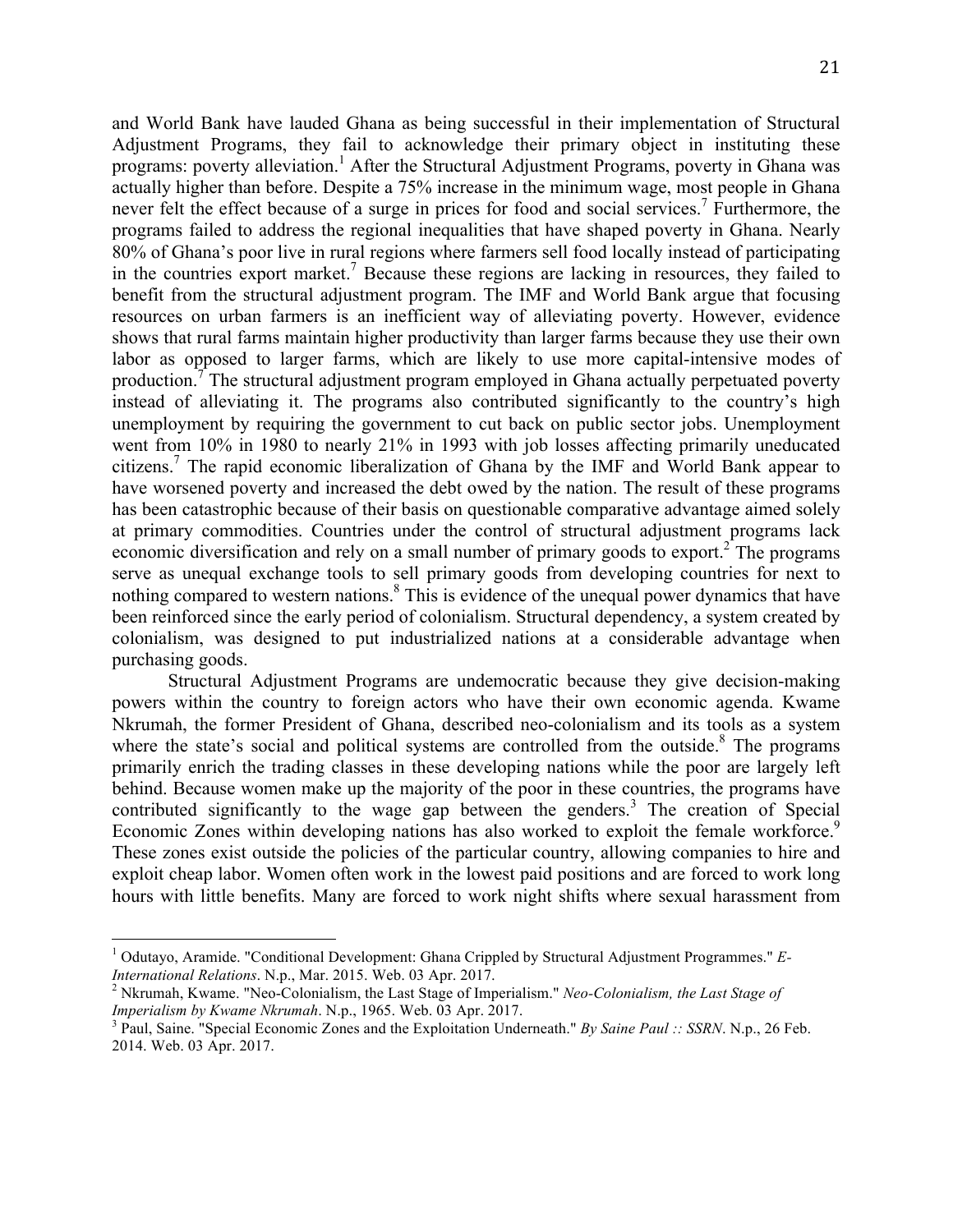and World Bank have lauded Ghana as being successful in their implementation of Structural Adjustment Programs, they fail to acknowledge their primary object in instituting these programs: poverty alleviation.[1] After the Structural Adjustment Programs, poverty in Ghana was actually higher than before. Despite a 75% increase in the minimum wage, most people in Ghana never felt the effect because of a surge in prices for food and social services.[7] Furthermore, the programs failed to address the regional inequalities that have shaped poverty in Ghana. Nearly 80% of Ghana's poor live in rural regions where farmers sell food locally instead of participating in the countries export market.[7] Because these regions are lacking in resources, they failed to benefit from the structural adjustment program. The IMF and World Bank argue that focusing resources on urban farmers is an inefficient way of alleviating poverty. However, evidence shows that rural farms maintain higher productivity than larger farms because they use their own labor as opposed to larger farms, which are likely to use more capital-intensive modes of production.[7] The structural adjustment program employed in Ghana actually perpetuated poverty instead of alleviating it. The programs also contributed significantly to the country's high unemployment by requiring the government to cut back on public sector jobs. Unemployment went from 10% in 1980 to nearly 21% in 1993 with job losses affecting primarily uneducated citizens.[7] The rapid economic liberalization of Ghana by the IMF and World Bank appear to have worsened poverty and increased the debt owed by the nation. The result of these programs has been catastrophic because of their basis on questionable comparative advantage aimed solely at primary commodities. Countries under the control of structural adjustment programs lack economic diversification and rely on a small number of primary goods to export.[2] The programs serve as unequal exchange tools to sell primary goods from developing countries for next to nothing compared to western nations.[8] This is evidence of the unequal power dynamics that have been reinforced since the early period of colonialism. Structural dependency, a system created by colonialism, was designed to put industrialized nations at a considerable advantage when purchasing goods.

Structural Adjustment Programs are undemocratic because they give decision-making powers within the country to foreign actors who have their own economic agenda. Kwame Nkrumah, the former President of Ghana, described neo-colonialism and its tools as a system where the state's social and political systems are controlled from the outside.[8] The programs primarily enrich the trading classes in these developing nations while the poor are largely left behind. Because women make up the majority of the poor in these countries, the programs have contributed significantly to the wage gap between the genders.[3] The creation of Special Economic Zones within developing nations has also worked to exploit the female workforce.[9] These zones exist outside the policies of the particular country, allowing companies to hire and exploit cheap labor. Women often work in the lowest paid positions and are forced to work long hours with little benefits. Many are forced to work night shifts where sexual harassment from

---

[1] Odutayo, Aramide. "Conditional Development: Ghana Crippled by Structural Adjustment Programmes." *E-International Relations*. N.p., Mar. 2015. Web. 03 Apr. 2017.

[2] Nkrumah, Kwame. "Neo-Colonialism, the Last Stage of Imperialism." *Neo-Colonialism, the Last Stage of Imperialism by Kwame Nkrumah*. N.p., 1965. Web. 03 Apr. 2017.

[3] Paul, Saine. "Special Economic Zones and the Exploitation Underneath." *By Saine Paul :: SSRN*. N.p., 26 Feb. 2014. Web. 03 Apr. 2017.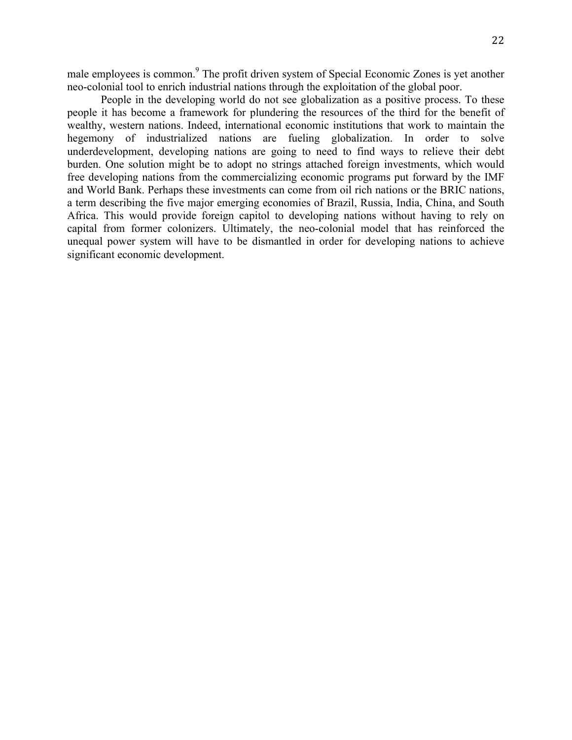male employees is common.[9] The profit driven system of Special Economic Zones is yet another neo-colonial tool to enrich industrial nations through the exploitation of the global poor.

People in the developing world do not see globalization as a positive process. To these people it has become a framework for plundering the resources of the third for the benefit of wealthy, western nations. Indeed, international economic institutions that work to maintain the hegemony of industrialized nations are fueling globalization. In order to solve underdevelopment, developing nations are going to need to find ways to relieve their debt burden. One solution might be to adopt no strings attached foreign investments, which would free developing nations from the commercializing economic programs put forward by the IMF and World Bank. Perhaps these investments can come from oil rich nations or the BRIC nations, a term describing the five major emerging economies of Brazil, Russia, India, China, and South Africa. This would provide foreign capitol to developing nations without having to rely on capital from former colonizers. Ultimately, the neo-colonial model that has reinforced the unequal power system will have to be dismantled in order for developing nations to achieve significant economic development.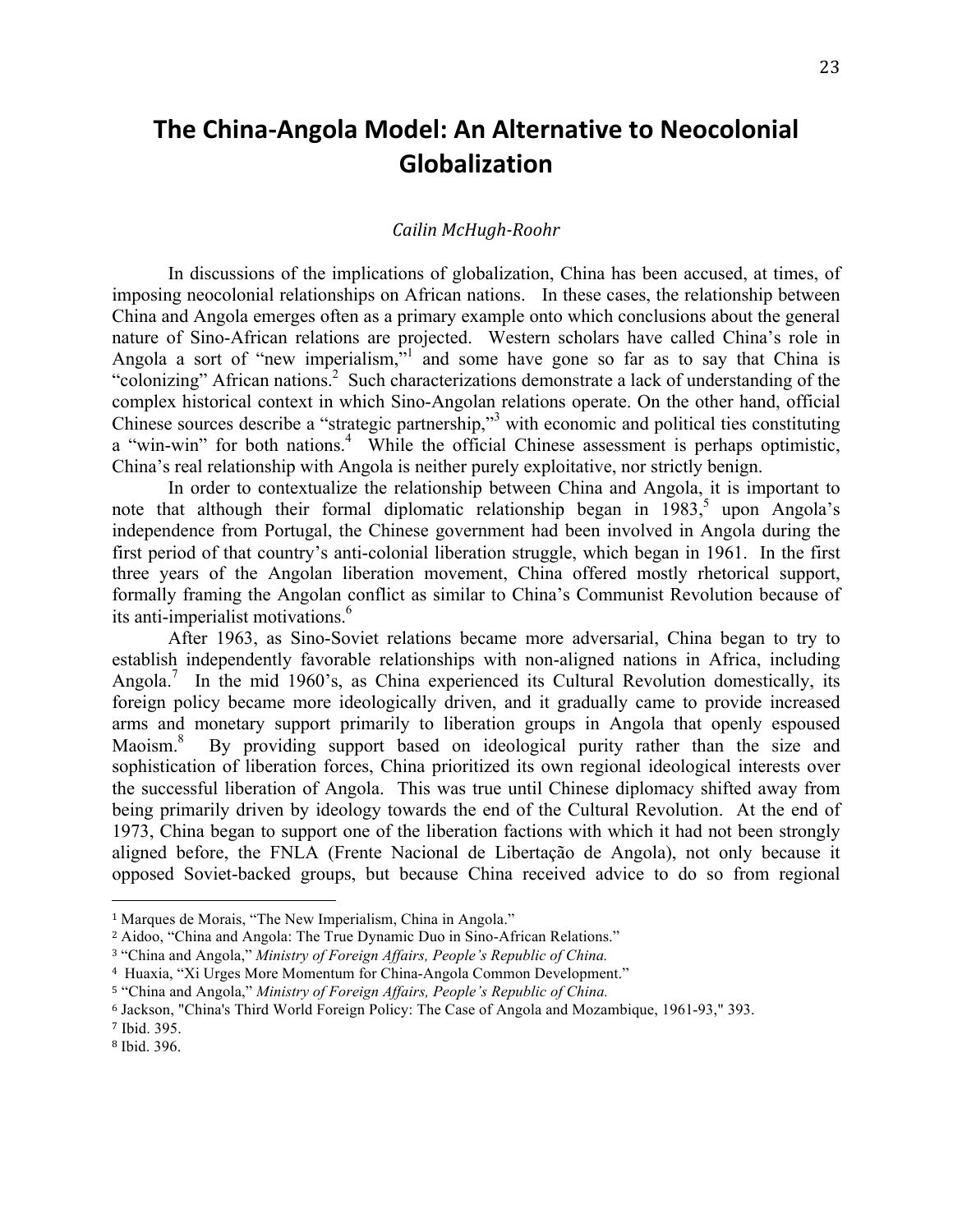# The China-Angola Model: An Alternative to Neocolonial Globalization

*Cailin McHugh-Roohr*

In discussions of the implications of globalization, China has been accused, at times, of imposing neocolonial relationships on African nations. In these cases, the relationship between China and Angola emerges often as a primary example onto which conclusions about the general nature of Sino-African relations are projected. Western scholars have called China's role in Angola a sort of "new imperialism,"[1] and some have gone so far as to say that China is "colonizing" African nations.[2] Such characterizations demonstrate a lack of understanding of the complex historical context in which Sino-Angolan relations operate. On the other hand, official Chinese sources describe a "strategic partnership,"[3] with economic and political ties constituting a "win-win" for both nations.[4] While the official Chinese assessment is perhaps optimistic, China's real relationship with Angola is neither purely exploitative, nor strictly benign.

In order to contextualize the relationship between China and Angola, it is important to note that although their formal diplomatic relationship began in 1983,[5] upon Angola's independence from Portugal, the Chinese government had been involved in Angola during the first period of that country's anti-colonial liberation struggle, which began in 1961. In the first three years of the Angolan liberation movement, China offered mostly rhetorical support, formally framing the Angolan conflict as similar to China's Communist Revolution because of its anti-imperialist motivations.[6]

After 1963, as Sino-Soviet relations became more adversarial, China began to try to establish independently favorable relationships with non-aligned nations in Africa, including Angola.[7] In the mid 1960's, as China experienced its Cultural Revolution domestically, its foreign policy became more ideologically driven, and it gradually came to provide increased arms and monetary support primarily to liberation groups in Angola that openly espoused Maoism.[8] By providing support based on ideological purity rather than the size and sophistication of liberation forces, China prioritized its own regional ideological interests over the successful liberation of Angola. This was true until Chinese diplomacy shifted away from being primarily driven by ideology towards the end of the Cultural Revolution. At the end of 1973, China began to support one of the liberation factions with which it had not been strongly aligned before, the FNLA (Frente Nacional de Libertação de Angola), not only because it opposed Soviet-backed groups, but because China received advice to do so from regional

---

1 Marques de Morais, "The New Imperialism, China in Angola."

2 Aidoo, "China and Angola: The True Dynamic Duo in Sino-African Relations."

3 "China and Angola," *Ministry of Foreign Affairs, People's Republic of China.*

4 Huaxia, "Xi Urges More Momentum for China-Angola Common Development."

5 "China and Angola," *Ministry of Foreign Affairs, People's Republic of China.*

6 Jackson, "China's Third World Foreign Policy: The Case of Angola and Mozambique, 1961-93," 393.

7 Ibid. 395.

8 Ibid. 396.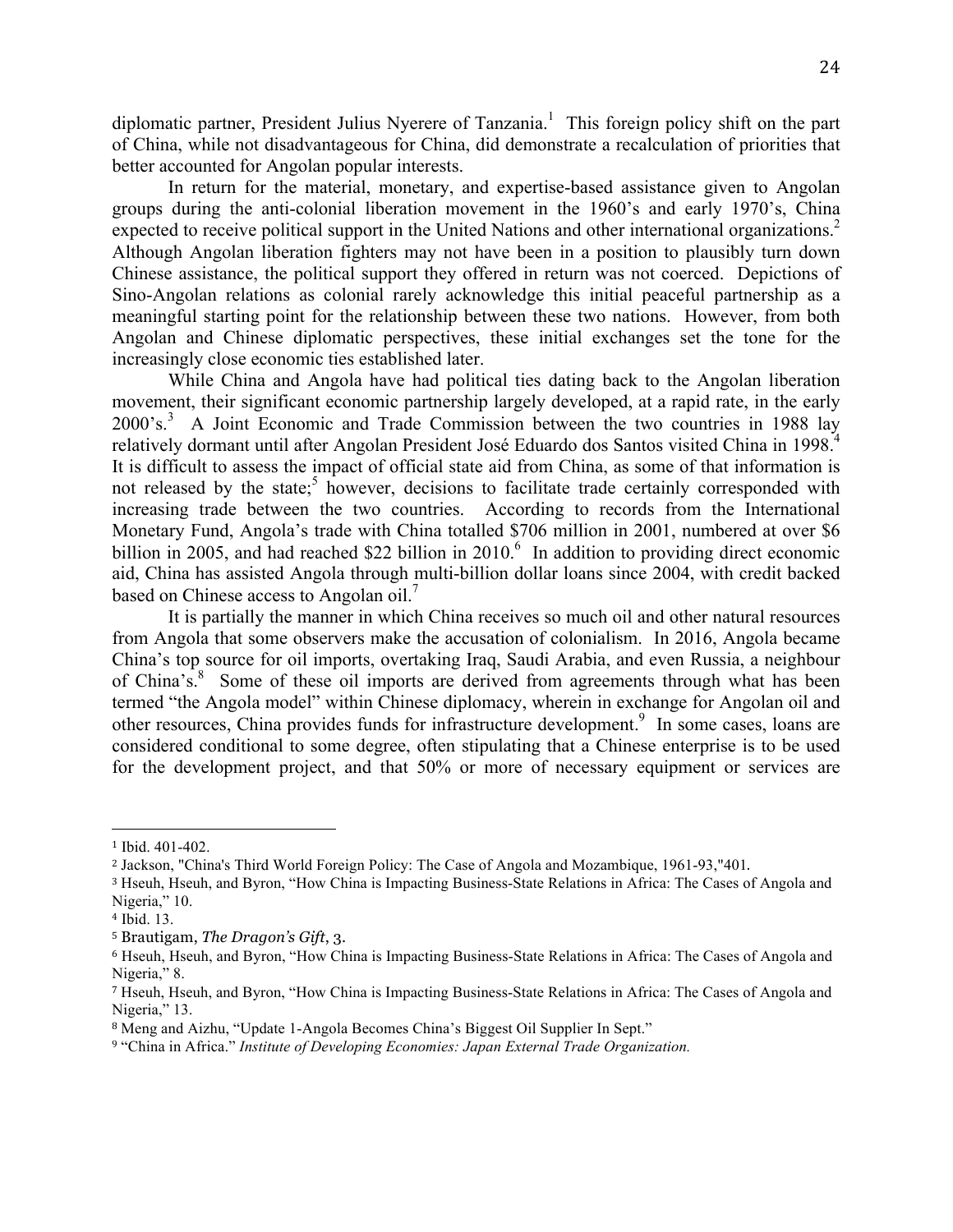diplomatic partner, President Julius Nyerere of Tanzania.[1] This foreign policy shift on the part of China, while not disadvantageous for China, did demonstrate a recalculation of priorities that better accounted for Angolan popular interests.

In return for the material, monetary, and expertise-based assistance given to Angolan groups during the anti-colonial liberation movement in the 1960's and early 1970's, China expected to receive political support in the United Nations and other international organizations.[2] Although Angolan liberation fighters may not have been in a position to plausibly turn down Chinese assistance, the political support they offered in return was not coerced. Depictions of Sino-Angolan relations as colonial rarely acknowledge this initial peaceful partnership as a meaningful starting point for the relationship between these two nations. However, from both Angolan and Chinese diplomatic perspectives, these initial exchanges set the tone for the increasingly close economic ties established later.

While China and Angola have had political ties dating back to the Angolan liberation movement, their significant economic partnership largely developed, at a rapid rate, in the early 2000's.[3] A Joint Economic and Trade Commission between the two countries in 1988 lay relatively dormant until after Angolan President José Eduardo dos Santos visited China in 1998.[4] It is difficult to assess the impact of official state aid from China, as some of that information is not released by the state;[5] however, decisions to facilitate trade certainly corresponded with increasing trade between the two countries. According to records from the International Monetary Fund, Angola's trade with China totalled $706 million in 2001, numbered at over $6 billion in 2005, and had reached $22 billion in 2010.[6] In addition to providing direct economic aid, China has assisted Angola through multi-billion dollar loans since 2004, with credit backed based on Chinese access to Angolan oil.[7]

It is partially the manner in which China receives so much oil and other natural resources from Angola that some observers make the accusation of colonialism. In 2016, Angola became China's top source for oil imports, overtaking Iraq, Saudi Arabia, and even Russia, a neighbour of China's.[8] Some of these oil imports are derived from agreements through what has been termed "the Angola model" within Chinese diplomacy, wherein in exchange for Angolan oil and other resources, China provides funds for infrastructure development.[9] In some cases, loans are considered conditional to some degree, often stipulating that a Chinese enterprise is to be used for the development project, and that 50% or more of necessary equipment or services are

---

[1] Ibid. 401-402.

[2] Jackson, "China's Third World Foreign Policy: The Case of Angola and Mozambique, 1961-93,"401.

[3] Hseuh, Hseuh, and Byron, "How China is Impacting Business-State Relations in Africa: The Cases of Angola and Nigeria," 10.

[4] Ibid. 13.

[5] Brautigam, *The Dragon's Gift*, 3.

[6] Hseuh, Hseuh, and Byron, "How China is Impacting Business-State Relations in Africa: The Cases of Angola and Nigeria," 8.

[7] Hseuh, Hseuh, and Byron, "How China is Impacting Business-State Relations in Africa: The Cases of Angola and Nigeria," 13.

[8] Meng and Aizhu, "Update 1-Angola Becomes China's Biggest Oil Supplier In Sept."

[9] "China in Africa." *Institute of Developing Economies: Japan External Trade Organization.*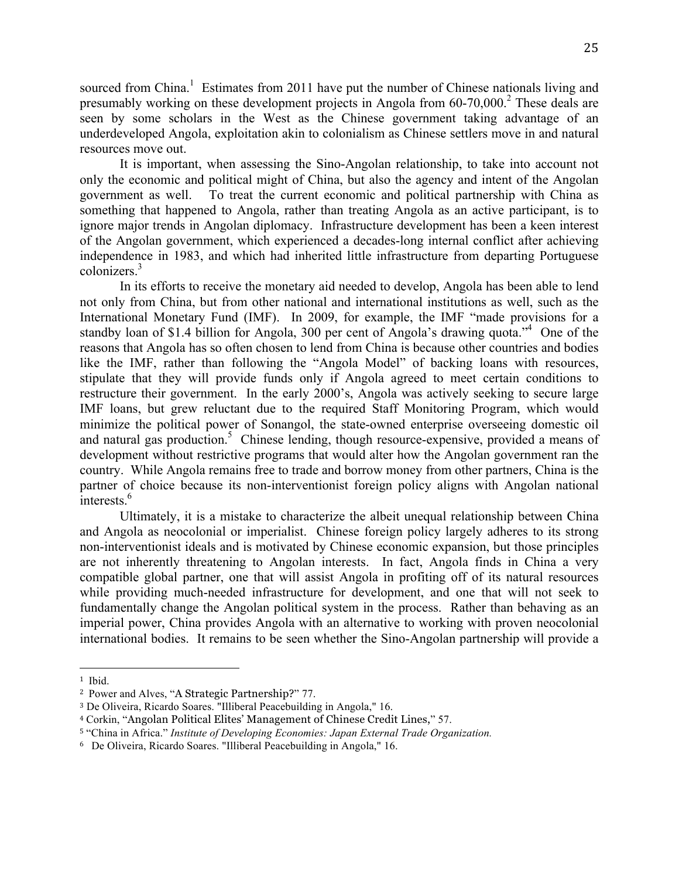sourced from China.[1] Estimates from 2011 have put the number of Chinese nationals living and presumably working on these development projects in Angola from 60-70,000.[2] These deals are seen by some scholars in the West as the Chinese government taking advantage of an underdeveloped Angola, exploitation akin to colonialism as Chinese settlers move in and natural resources move out.

It is important, when assessing the Sino-Angolan relationship, to take into account not only the economic and political might of China, but also the agency and intent of the Angolan government as well. To treat the current economic and political partnership with China as something that happened to Angola, rather than treating Angola as an active participant, is to ignore major trends in Angolan diplomacy. Infrastructure development has been a keen interest of the Angolan government, which experienced a decades-long internal conflict after achieving independence in 1983, and which had inherited little infrastructure from departing Portuguese colonizers.[3]

In its efforts to receive the monetary aid needed to develop, Angola has been able to lend not only from China, but from other national and international institutions as well, such as the International Monetary Fund (IMF). In 2009, for example, the IMF "made provisions for a standby loan of $1.4 billion for Angola, 300 per cent of Angola's drawing quota."[4] One of the reasons that Angola has so often chosen to lend from China is because other countries and bodies like the IMF, rather than following the "Angola Model" of backing loans with resources, stipulate that they will provide funds only if Angola agreed to meet certain conditions to restructure their government. In the early 2000's, Angola was actively seeking to secure large IMF loans, but grew reluctant due to the required Staff Monitoring Program, which would minimize the political power of Sonangol, the state-owned enterprise overseeing domestic oil and natural gas production.[5] Chinese lending, though resource-expensive, provided a means of development without restrictive programs that would alter how the Angolan government ran the country. While Angola remains free to trade and borrow money from other partners, China is the partner of choice because its non-interventionist foreign policy aligns with Angolan national interests.[6]

Ultimately, it is a mistake to characterize the albeit unequal relationship between China and Angola as neocolonial or imperialist. Chinese foreign policy largely adheres to its strong non-interventionist ideals and is motivated by Chinese economic expansion, but those principles are not inherently threatening to Angolan interests. In fact, Angola finds in China a very compatible global partner, one that will assist Angola in profiting off of its natural resources while providing much-needed infrastructure for development, and one that will not seek to fundamentally change the Angolan political system in the process. Rather than behaving as an imperial power, China provides Angola with an alternative to working with proven neocolonial international bodies. It remains to be seen whether the Sino-Angolan partnership will provide a

---

[1] Ibid.

[2] Power and Alves, "A Strategic Partnership?" 77.

[3] De Oliveira, Ricardo Soares. "Illiberal Peacebuilding in Angola," 16.

[4] Corkin, "Angolan Political Elites' Management of Chinese Credit Lines," 57.

[5] "China in Africa." *Institute of Developing Economies: Japan External Trade Organization.*

[6] De Oliveira, Ricardo Soares. "Illiberal Peacebuilding in Angola," 16.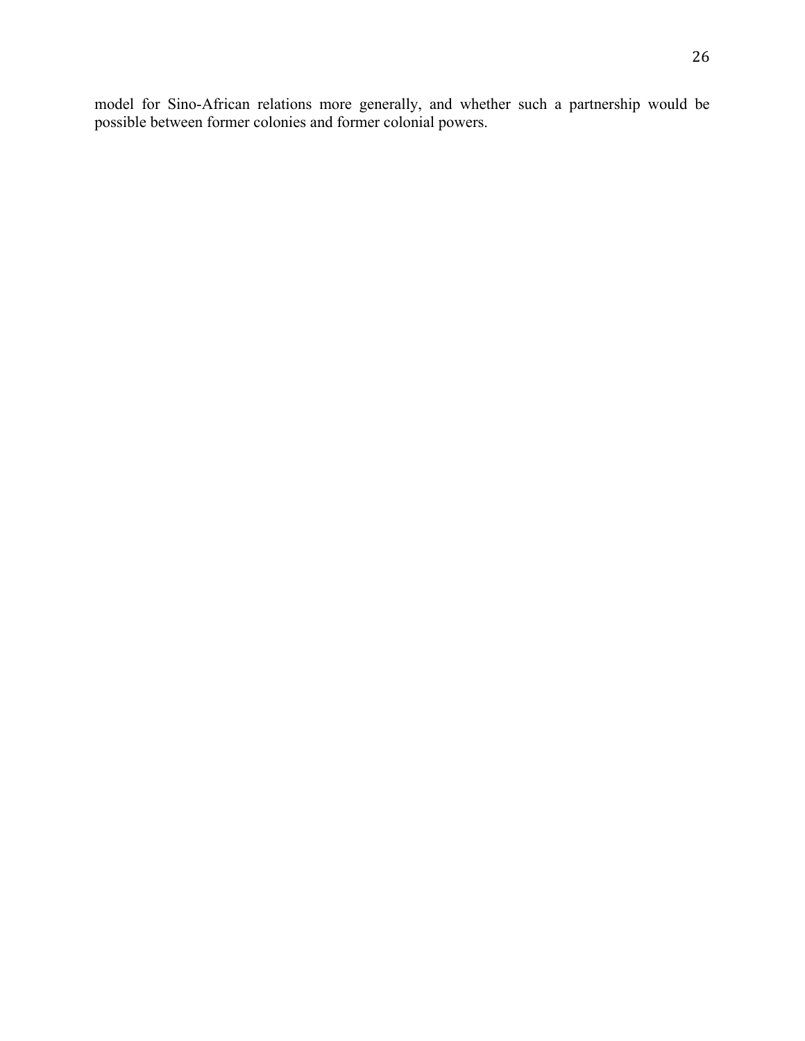model for Sino-African relations more generally, and whether such a partnership would be possible between former colonies and former colonial powers.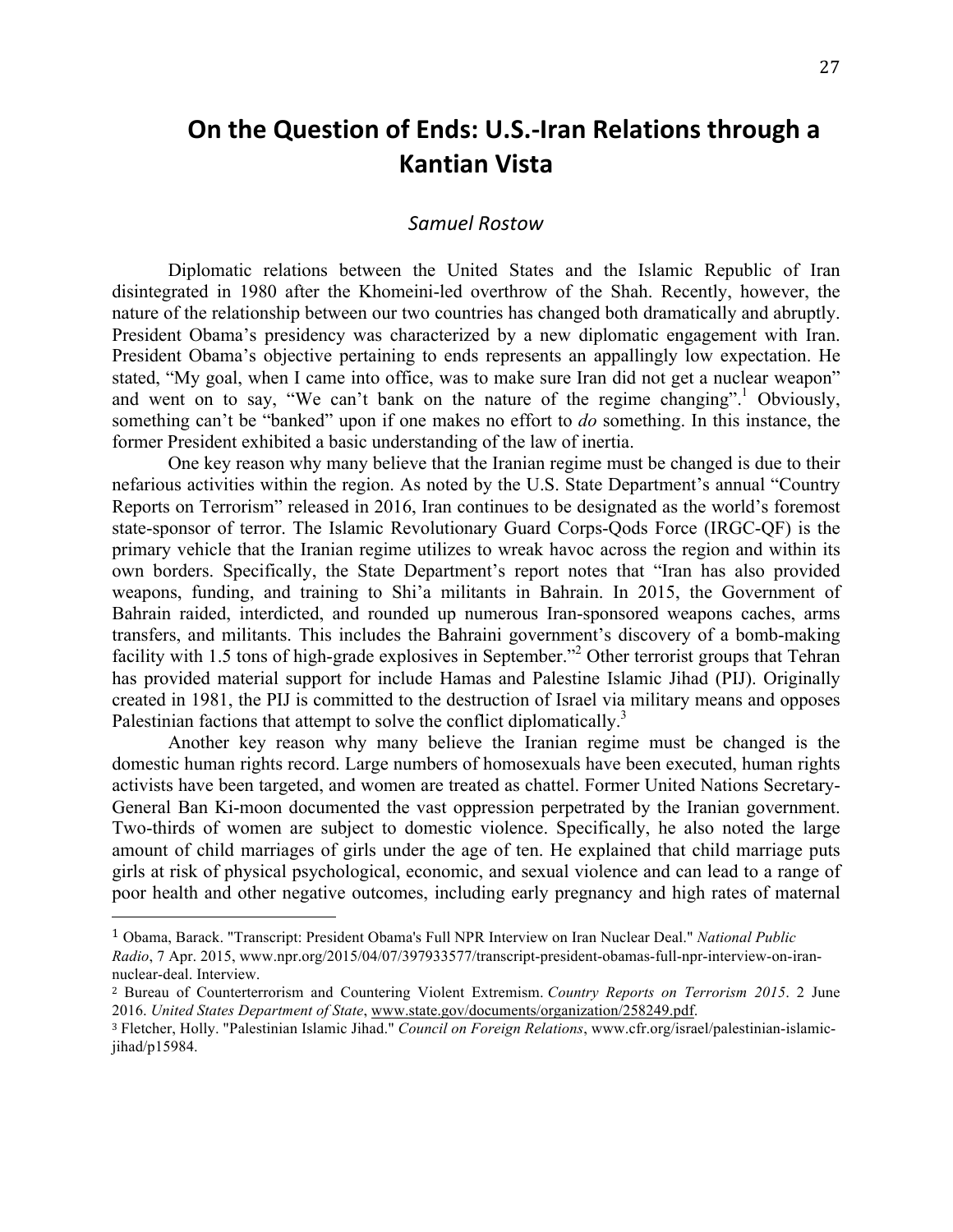# On the Question of Ends: U.S.-Iran Relations through a Kantian Vista

*Samuel Rostow*

Diplomatic relations between the United States and the Islamic Republic of Iran disintegrated in 1980 after the Khomeini-led overthrow of the Shah. Recently, however, the nature of the relationship between our two countries has changed both dramatically and abruptly. President Obama's presidency was characterized by a new diplomatic engagement with Iran. President Obama's objective pertaining to ends represents an appallingly low expectation. He stated, "My goal, when I came into office, was to make sure Iran did not get a nuclear weapon" and went on to say, "We can't bank on the nature of the regime changing".[1] Obviously, something can't be "banked" upon if one makes no effort to *do* something. In this instance, the former President exhibited a basic understanding of the law of inertia.

One key reason why many believe that the Iranian regime must be changed is due to their nefarious activities within the region. As noted by the U.S. State Department's annual "Country Reports on Terrorism" released in 2016, Iran continues to be designated as the world's foremost state-sponsor of terror. The Islamic Revolutionary Guard Corps-Qods Force (IRGC-QF) is the primary vehicle that the Iranian regime utilizes to wreak havoc across the region and within its own borders. Specifically, the State Department's report notes that "Iran has also provided weapons, funding, and training to Shi'a militants in Bahrain. In 2015, the Government of Bahrain raided, interdicted, and rounded up numerous Iran-sponsored weapons caches, arms transfers, and militants. This includes the Bahraini government's discovery of a bomb-making facility with 1.5 tons of high-grade explosives in September."[2] Other terrorist groups that Tehran has provided material support for include Hamas and Palestine Islamic Jihad (PIJ). Originally created in 1981, the PIJ is committed to the destruction of Israel via military means and opposes Palestinian factions that attempt to solve the conflict diplomatically.[3]

Another key reason why many believe the Iranian regime must be changed is the domestic human rights record. Large numbers of homosexuals have been executed, human rights activists have been targeted, and women are treated as chattel. Former United Nations Secretary-General Ban Ki-moon documented the vast oppression perpetrated by the Iranian government. Two-thirds of women are subject to domestic violence. Specifically, he also noted the large amount of child marriages of girls under the age of ten. He explained that child marriage puts girls at risk of physical psychological, economic, and sexual violence and can lead to a range of poor health and other negative outcomes, including early pregnancy and high rates of maternal

---

[1] Obama, Barack. "Transcript: President Obama's Full NPR Interview on Iran Nuclear Deal." *National Public Radio*, 7 Apr. 2015, www.npr.org/2015/04/07/397933577/transcript-president-obamas-full-npr-interview-on-iran-nuclear-deal. Interview.

[2] Bureau of Counterterrorism and Countering Violent Extremism. *Country Reports on Terrorism 2015*. 2 June 2016. *United States Department of State*, www.state.gov/documents/organization/258249.pdf.

[3] Fletcher, Holly. "Palestinian Islamic Jihad." *Council on Foreign Relations*, www.cfr.org/israel/palestinian-islamic-jihad/p15984.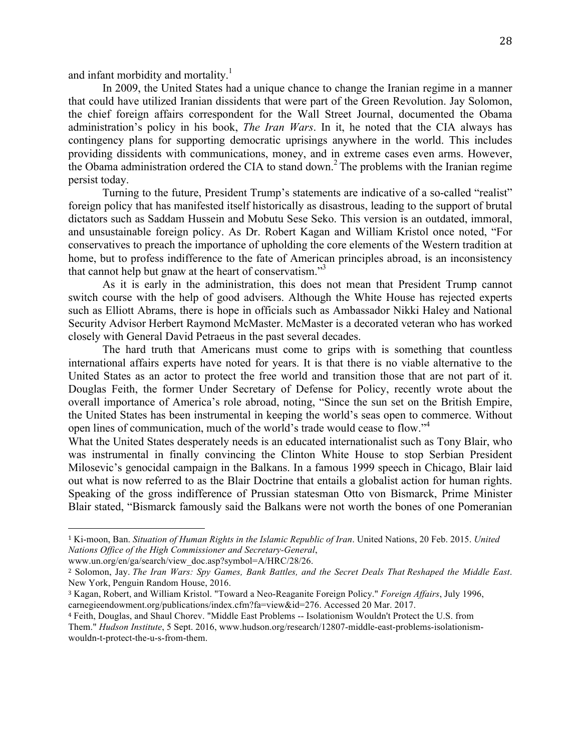and infant morbidity and mortality.[1]

In 2009, the United States had a unique chance to change the Iranian regime in a manner that could have utilized Iranian dissidents that were part of the Green Revolution. Jay Solomon, the chief foreign affairs correspondent for the Wall Street Journal, documented the Obama administration's policy in his book, *The Iran Wars*. In it, he noted that the CIA always has contingency plans for supporting democratic uprisings anywhere in the world. This includes providing dissidents with communications, money, and in extreme cases even arms. However, the Obama administration ordered the CIA to stand down.[2] The problems with the Iranian regime persist today.

Turning to the future, President Trump's statements are indicative of a so-called "realist" foreign policy that has manifested itself historically as disastrous, leading to the support of brutal dictators such as Saddam Hussein and Mobutu Sese Seko. This version is an outdated, immoral, and unsustainable foreign policy. As Dr. Robert Kagan and William Kristol once noted, "For conservatives to preach the importance of upholding the core elements of the Western tradition at home, but to profess indifference to the fate of American principles abroad, is an inconsistency that cannot help but gnaw at the heart of conservatism."[3]

As it is early in the administration, this does not mean that President Trump cannot switch course with the help of good advisers. Although the White House has rejected experts such as Elliott Abrams, there is hope in officials such as Ambassador Nikki Haley and National Security Advisor Herbert Raymond McMaster. McMaster is a decorated veteran who has worked closely with General David Petraeus in the past several decades.

The hard truth that Americans must come to grips with is something that countless international affairs experts have noted for years. It is that there is no viable alternative to the United States as an actor to protect the free world and transition those that are not part of it. Douglas Feith, the former Under Secretary of Defense for Policy, recently wrote about the overall importance of America's role abroad, noting, "Since the sun set on the British Empire, the United States has been instrumental in keeping the world's seas open to commerce. Without open lines of communication, much of the world's trade would cease to flow."[4]

What the United States desperately needs is an educated internationalist such as Tony Blair, who was instrumental in finally convincing the Clinton White House to stop Serbian President Milosevic's genocidal campaign in the Balkans. In a famous 1999 speech in Chicago, Blair laid out what is now referred to as the Blair Doctrine that entails a globalist action for human rights. Speaking of the gross indifference of Prussian statesman Otto von Bismarck, Prime Minister Blair stated, "Bismarck famously said the Balkans were not worth the bones of one Pomeranian

---

[1] Ki-moon, Ban. *Situation of Human Rights in the Islamic Republic of Iran*. United Nations, 20 Feb. 2015. *United Nations Office of the High Commissioner and Secretary-General*, www.un.org/en/ga/search/view_doc.asp?symbol=A/HRC/28/26.

[2] Solomon, Jay. *The Iran Wars: Spy Games, Bank Battles, and the Secret Deals That Reshaped the Middle East*. New York, Penguin Random House, 2016.

[3] Kagan, Robert, and William Kristol. "Toward a Neo-Reaganite Foreign Policy." *Foreign Affairs*, July 1996, carnegieendowment.org/publications/index.cfm?fa=view&id=276. Accessed 20 Mar. 2017.

[4] Feith, Douglas, and Shaul Chorev. "Middle East Problems -- Isolationism Wouldn't Protect the U.S. from Them." *Hudson Institute*, 5 Sept. 2016, www.hudson.org/research/12807-middle-east-problems-isolationism-wouldn-t-protect-the-u-s-from-them.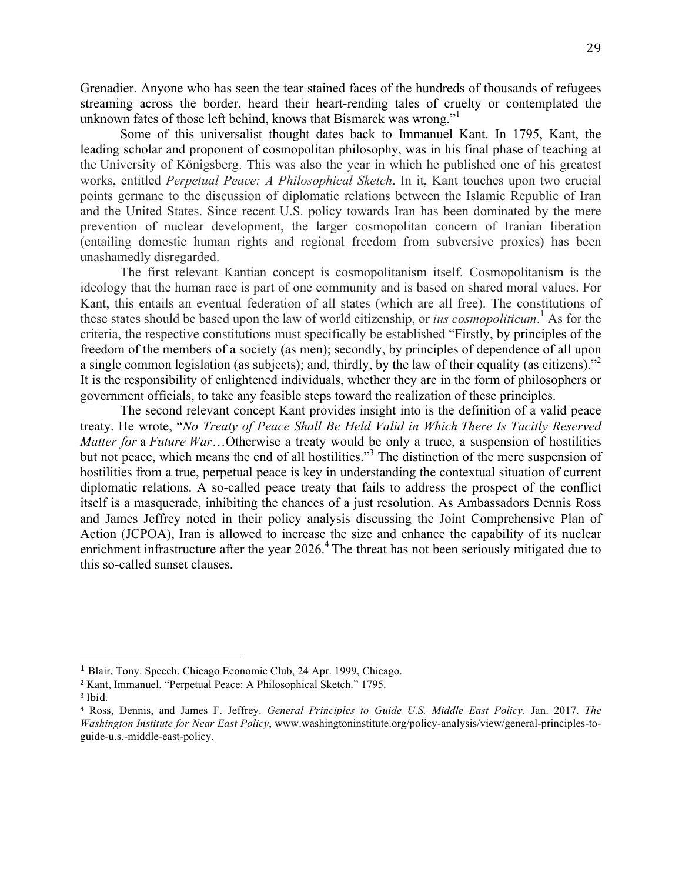Grenadier. Anyone who has seen the tear stained faces of the hundreds of thousands of refugees streaming across the border, heard their heart-rending tales of cruelty or contemplated the unknown fates of those left behind, knows that Bismarck was wrong."[1]

Some of this universalist thought dates back to Immanuel Kant. In 1795, Kant, the leading scholar and proponent of cosmopolitan philosophy, was in his final phase of teaching at the University of Königsberg. This was also the year in which he published one of his greatest works, entitled *Perpetual Peace: A Philosophical Sketch*. In it, Kant touches upon two crucial points germane to the discussion of diplomatic relations between the Islamic Republic of Iran and the United States. Since recent U.S. policy towards Iran has been dominated by the mere prevention of nuclear development, the larger cosmopolitan concern of Iranian liberation (entailing domestic human rights and regional freedom from subversive proxies) has been unashamedly disregarded.

The first relevant Kantian concept is cosmopolitanism itself. Cosmopolitanism is the ideology that the human race is part of one community and is based on shared moral values. For Kant, this entails an eventual federation of all states (which are all free). The constitutions of these states should be based upon the law of world citizenship, or *ius cosmopoliticum*.[1] As for the criteria, the respective constitutions must specifically be established "Firstly, by principles of the freedom of the members of a society (as men); secondly, by principles of dependence of all upon a single common legislation (as subjects); and, thirdly, by the law of their equality (as citizens)."[2] It is the responsibility of enlightened individuals, whether they are in the form of philosophers or government officials, to take any feasible steps toward the realization of these principles.

The second relevant concept Kant provides insight into is the definition of a valid peace treaty. He wrote, "*No Treaty of Peace Shall Be Held Valid in Which There Is Tacitly Reserved Matter for* a *Future War*…Otherwise a treaty would be only a truce, a suspension of hostilities but not peace, which means the end of all hostilities."[3] The distinction of the mere suspension of hostilities from a true, perpetual peace is key in understanding the contextual situation of current diplomatic relations. A so-called peace treaty that fails to address the prospect of the conflict itself is a masquerade, inhibiting the chances of a just resolution. As Ambassadors Dennis Ross and James Jeffrey noted in their policy analysis discussing the Joint Comprehensive Plan of Action (JCPOA), Iran is allowed to increase the size and enhance the capability of its nuclear enrichment infrastructure after the year 2026.[4] The threat has not been seriously mitigated due to this so-called sunset clauses.

---

[1] Blair, Tony. Speech. Chicago Economic Club, 24 Apr. 1999, Chicago.

[2] Kant, Immanuel. "Perpetual Peace: A Philosophical Sketch." 1795.

[3] Ibid.

[4] Ross, Dennis, and James F. Jeffrey. *General Principles to Guide U.S. Middle East Policy*. Jan. 2017. *The Washington Institute for Near East Policy*, www.washingtoninstitute.org/policy-analysis/view/general-principles-to-guide-u.s.-middle-east-policy.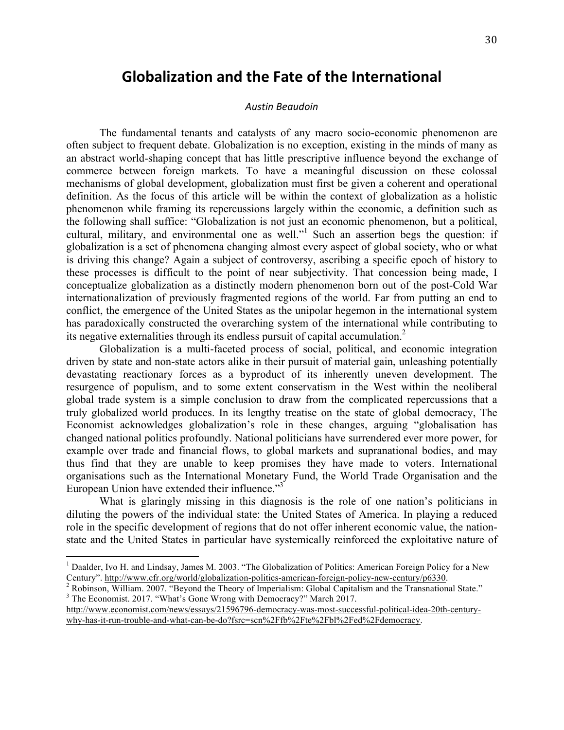# Globalization and the Fate of the International

*Austin Beaudoin*

The fundamental tenants and catalysts of any macro socio-economic phenomenon are often subject to frequent debate. Globalization is no exception, existing in the minds of many as an abstract world-shaping concept that has little prescriptive influence beyond the exchange of commerce between foreign markets. To have a meaningful discussion on these colossal mechanisms of global development, globalization must first be given a coherent and operational definition. As the focus of this article will be within the context of globalization as a holistic phenomenon while framing its repercussions largely within the economic, a definition such as the following shall suffice: "Globalization is not just an economic phenomenon, but a political, cultural, military, and environmental one as well."[1] Such an assertion begs the question: if globalization is a set of phenomena changing almost every aspect of global society, who or what is driving this change? Again a subject of controversy, ascribing a specific epoch of history to these processes is difficult to the point of near subjectivity. That concession being made, I conceptualize globalization as a distinctly modern phenomenon born out of the post-Cold War internationalization of previously fragmented regions of the world. Far from putting an end to conflict, the emergence of the United States as the unipolar hegemon in the international system has paradoxically constructed the overarching system of the international while contributing to its negative externalities through its endless pursuit of capital accumulation.[2]

Globalization is a multi-faceted process of social, political, and economic integration driven by state and non-state actors alike in their pursuit of material gain, unleashing potentially devastating reactionary forces as a byproduct of its inherently uneven development. The resurgence of populism, and to some extent conservatism in the West within the neoliberal global trade system is a simple conclusion to draw from the complicated repercussions that a truly globalized world produces. In its lengthy treatise on the state of global democracy, The Economist acknowledges globalization's role in these changes, arguing "globalisation has changed national politics profoundly. National politicians have surrendered ever more power, for example over trade and financial flows, to global markets and supranational bodies, and may thus find that they are unable to keep promises they have made to voters. International organisations such as the International Monetary Fund, the World Trade Organisation and the European Union have extended their influence."[3]

What is glaringly missing in this diagnosis is the role of one nation's politicians in diluting the powers of the individual state: the United States of America. In playing a reduced role in the specific development of regions that do not offer inherent economic value, the nation-state and the United States in particular have systemically reinforced the exploitative nature of

---

[1] Daalder, Ivo H. and Lindsay, James M. 2003. "The Globalization of Politics: American Foreign Policy for a New Century". http://www.cfr.org/world/globalization-politics-american-foreign-policy-new-century/p6330.

[2] Robinson, William. 2007. "Beyond the Theory of Imperialism: Global Capitalism and the Transnational State."

[3] The Economist. 2017. "What's Gone Wrong with Democracy?" March 2017. http://www.economist.com/news/essays/21596796-democracy-was-most-successful-political-idea-20th-century-why-has-it-run-trouble-and-what-can-be-do?fsrc=scn%2Ffb%2Fte%2Fbl%2Fed%2Fdemocracy.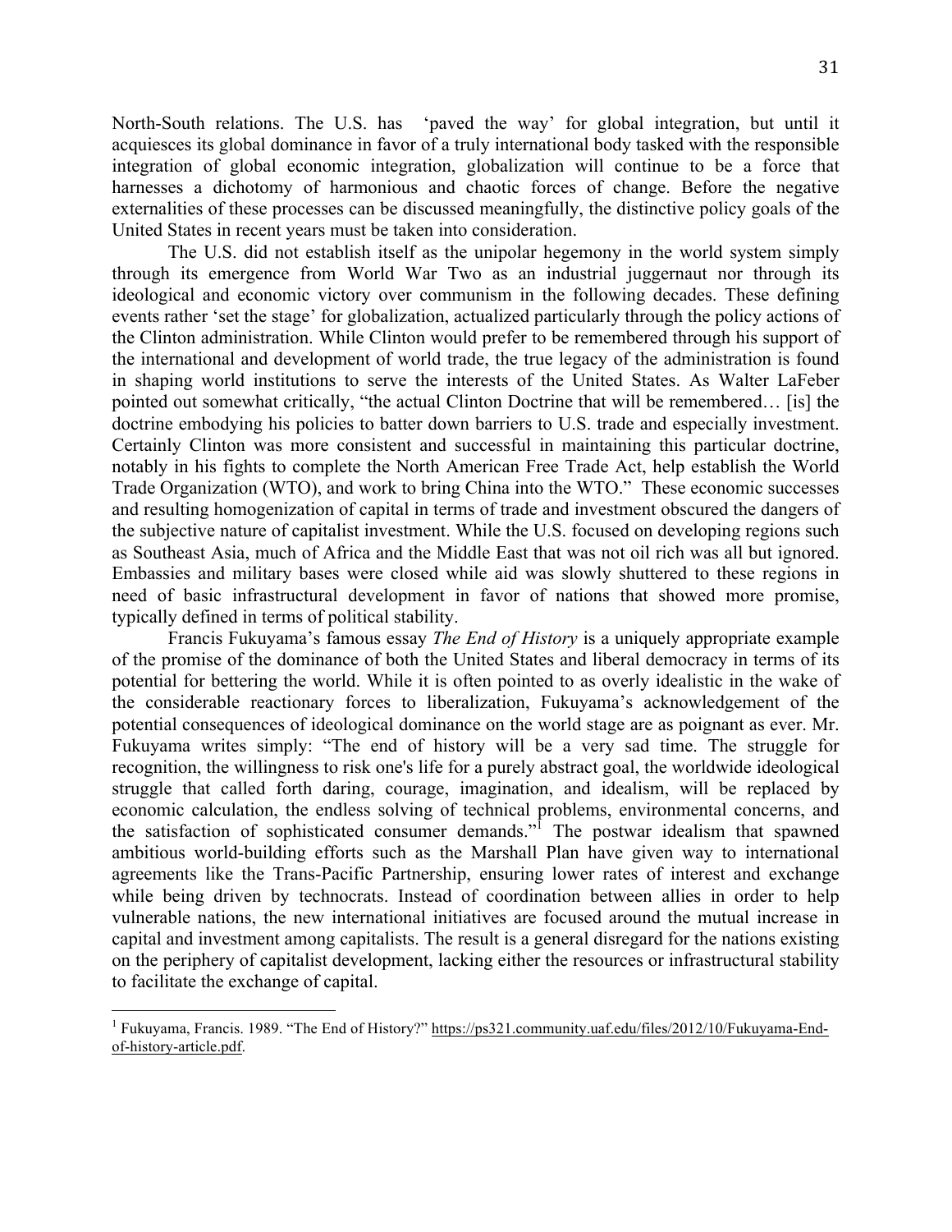North-South relations. The U.S. has 'paved the way' for global integration, but until it acquiesces its global dominance in favor of a truly international body tasked with the responsible integration of global economic integration, globalization will continue to be a force that harnesses a dichotomy of harmonious and chaotic forces of change. Before the negative externalities of these processes can be discussed meaningfully, the distinctive policy goals of the United States in recent years must be taken into consideration.

The U.S. did not establish itself as the unipolar hegemony in the world system simply through its emergence from World War Two as an industrial juggernaut nor through its ideological and economic victory over communism in the following decades. These defining events rather 'set the stage' for globalization, actualized particularly through the policy actions of the Clinton administration. While Clinton would prefer to be remembered through his support of the international and development of world trade, the true legacy of the administration is found in shaping world institutions to serve the interests of the United States. As Walter LaFeber pointed out somewhat critically, "the actual Clinton Doctrine that will be remembered… [is] the doctrine embodying his policies to batter down barriers to U.S. trade and especially investment. Certainly Clinton was more consistent and successful in maintaining this particular doctrine, notably in his fights to complete the North American Free Trade Act, help establish the World Trade Organization (WTO), and work to bring China into the WTO." These economic successes and resulting homogenization of capital in terms of trade and investment obscured the dangers of the subjective nature of capitalist investment. While the U.S. focused on developing regions such as Southeast Asia, much of Africa and the Middle East that was not oil rich was all but ignored. Embassies and military bases were closed while aid was slowly shuttered to these regions in need of basic infrastructural development in favor of nations that showed more promise, typically defined in terms of political stability.

Francis Fukuyama's famous essay *The End of History* is a uniquely appropriate example of the promise of the dominance of both the United States and liberal democracy in terms of its potential for bettering the world. While it is often pointed to as overly idealistic in the wake of the considerable reactionary forces to liberalization, Fukuyama's acknowledgement of the potential consequences of ideological dominance on the world stage are as poignant as ever. Mr. Fukuyama writes simply: "The end of history will be a very sad time. The struggle for recognition, the willingness to risk one's life for a purely abstract goal, the worldwide ideological struggle that called forth daring, courage, imagination, and idealism, will be replaced by economic calculation, the endless solving of technical problems, environmental concerns, and the satisfaction of sophisticated consumer demands."[1] The postwar idealism that spawned ambitious world-building efforts such as the Marshall Plan have given way to international agreements like the Trans-Pacific Partnership, ensuring lower rates of interest and exchange while being driven by technocrats. Instead of coordination between allies in order to help vulnerable nations, the new international initiatives are focused around the mutual increase in capital and investment among capitalists. The result is a general disregard for the nations existing on the periphery of capitalist development, lacking either the resources or infrastructural stability to facilitate the exchange of capital.

---

[1] Fukuyama, Francis. 1989. "The End of History?" https://ps321.community.uaf.edu/files/2012/10/Fukuyama-End-of-history-article.pdf.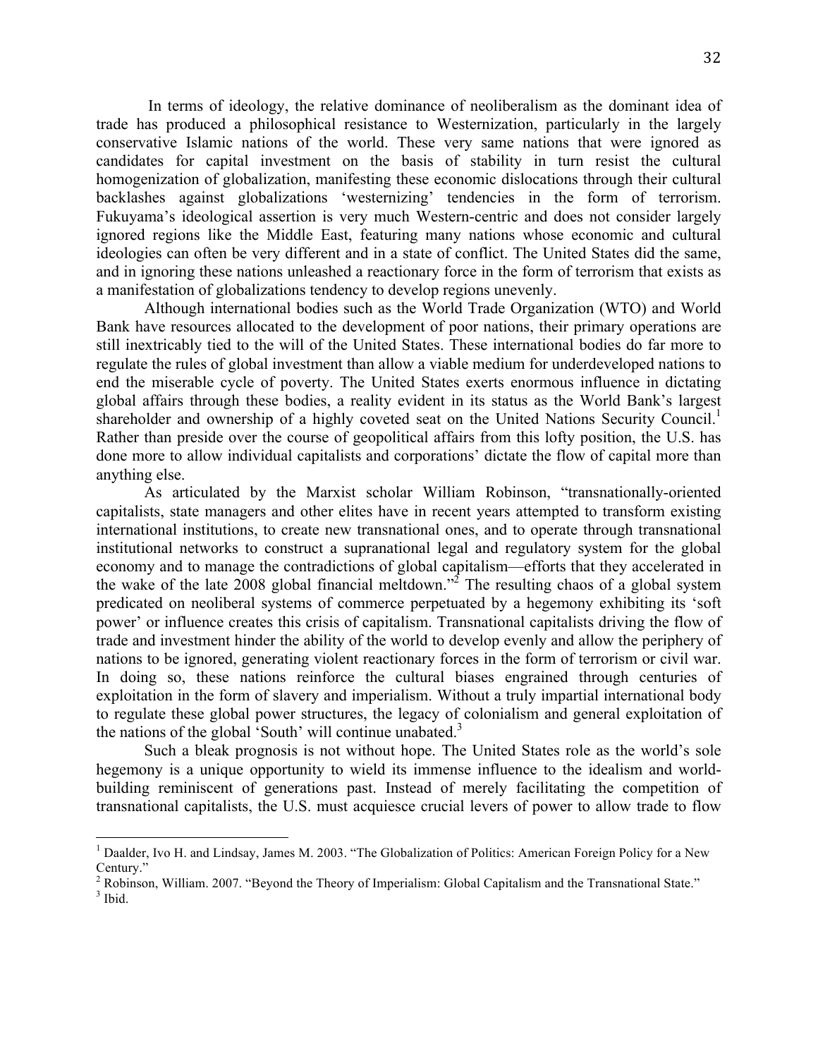In terms of ideology, the relative dominance of neoliberalism as the dominant idea of trade has produced a philosophical resistance to Westernization, particularly in the largely conservative Islamic nations of the world. These very same nations that were ignored as candidates for capital investment on the basis of stability in turn resist the cultural homogenization of globalization, manifesting these economic dislocations through their cultural backlashes against globalizations 'westernizing' tendencies in the form of terrorism. Fukuyama's ideological assertion is very much Western-centric and does not consider largely ignored regions like the Middle East, featuring many nations whose economic and cultural ideologies can often be very different and in a state of conflict. The United States did the same, and in ignoring these nations unleashed a reactionary force in the form of terrorism that exists as a manifestation of globalizations tendency to develop regions unevenly.

Although international bodies such as the World Trade Organization (WTO) and World Bank have resources allocated to the development of poor nations, their primary operations are still inextricably tied to the will of the United States. These international bodies do far more to regulate the rules of global investment than allow a viable medium for underdeveloped nations to end the miserable cycle of poverty. The United States exerts enormous influence in dictating global affairs through these bodies, a reality evident in its status as the World Bank's largest shareholder and ownership of a highly coveted seat on the United Nations Security Council.[1] Rather than preside over the course of geopolitical affairs from this lofty position, the U.S. has done more to allow individual capitalists and corporations' dictate the flow of capital more than anything else.

As articulated by the Marxist scholar William Robinson, "transnationally-oriented capitalists, state managers and other elites have in recent years attempted to transform existing international institutions, to create new transnational ones, and to operate through transnational institutional networks to construct a supranational legal and regulatory system for the global economy and to manage the contradictions of global capitalism—efforts that they accelerated in the wake of the late 2008 global financial meltdown."[2] The resulting chaos of a global system predicated on neoliberal systems of commerce perpetuated by a hegemony exhibiting its 'soft power' or influence creates this crisis of capitalism. Transnational capitalists driving the flow of trade and investment hinder the ability of the world to develop evenly and allow the periphery of nations to be ignored, generating violent reactionary forces in the form of terrorism or civil war. In doing so, these nations reinforce the cultural biases engrained through centuries of exploitation in the form of slavery and imperialism. Without a truly impartial international body to regulate these global power structures, the legacy of colonialism and general exploitation of the nations of the global 'South' will continue unabated.[3]

Such a bleak prognosis is not without hope. The United States role as the world's sole hegemony is a unique opportunity to wield its immense influence to the idealism and world-building reminiscent of generations past. Instead of merely facilitating the competition of transnational capitalists, the U.S. must acquiesce crucial levers of power to allow trade to flow

---

[1] Daalder, Ivo H. and Lindsay, James M. 2003. "The Globalization of Politics: American Foreign Policy for a New Century."

[2] Robinson, William. 2007. "Beyond the Theory of Imperialism: Global Capitalism and the Transnational State."

[3] Ibid.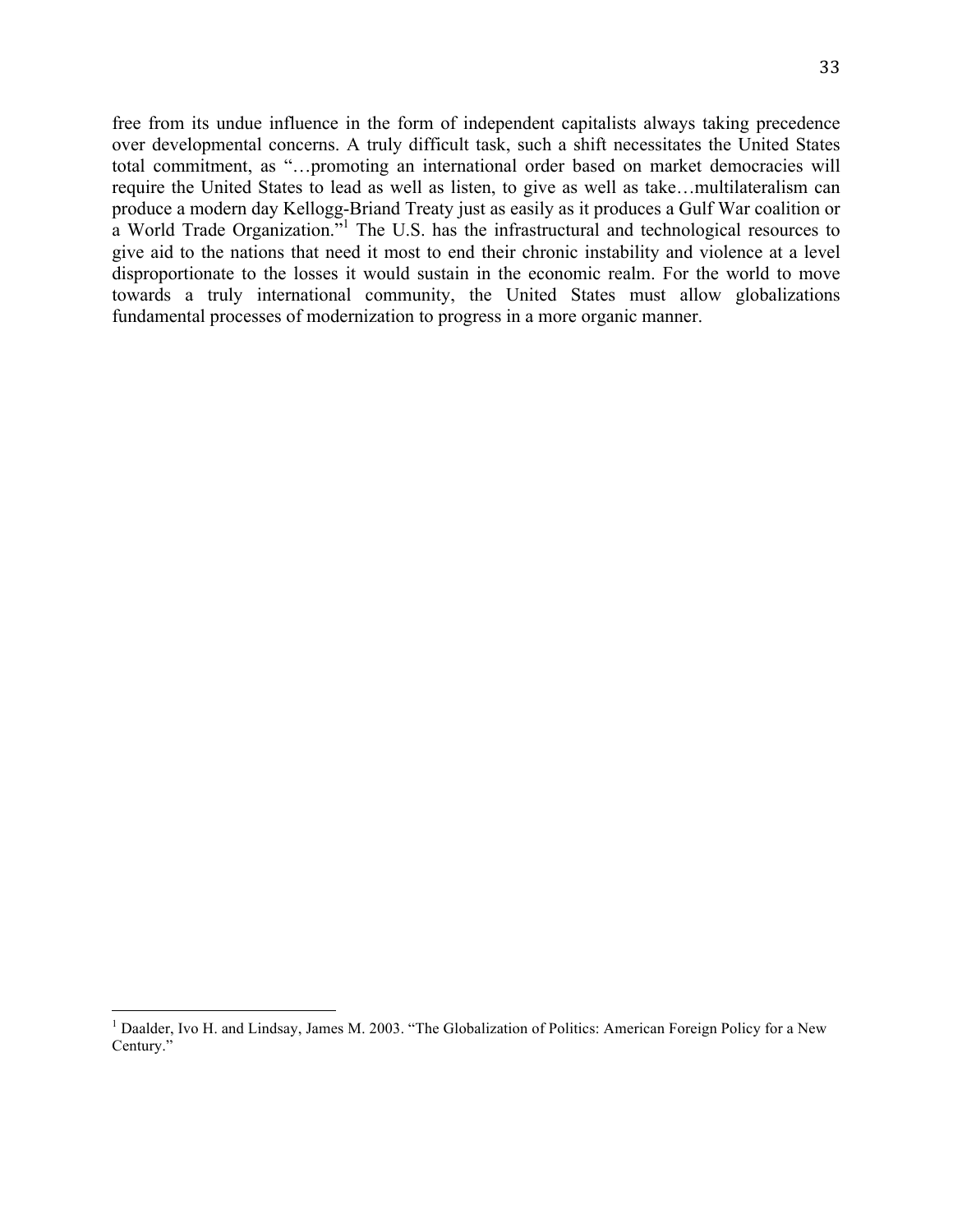free from its undue influence in the form of independent capitalists always taking precedence over developmental concerns. A truly difficult task, such a shift necessitates the United States total commitment, as "…promoting an international order based on market democracies will require the United States to lead as well as listen, to give as well as take…multilateralism can produce a modern day Kellogg-Briand Treaty just as easily as it produces a Gulf War coalition or a World Trade Organization."[1] The U.S. has the infrastructural and technological resources to give aid to the nations that need it most to end their chronic instability and violence at a level disproportionate to the losses it would sustain in the economic realm. For the world to move towards a truly international community, the United States must allow globalizations fundamental processes of modernization to progress in a more organic manner.

[1] Daalder, Ivo H. and Lindsay, James M. 2003. "The Globalization of Politics: American Foreign Policy for a New Century."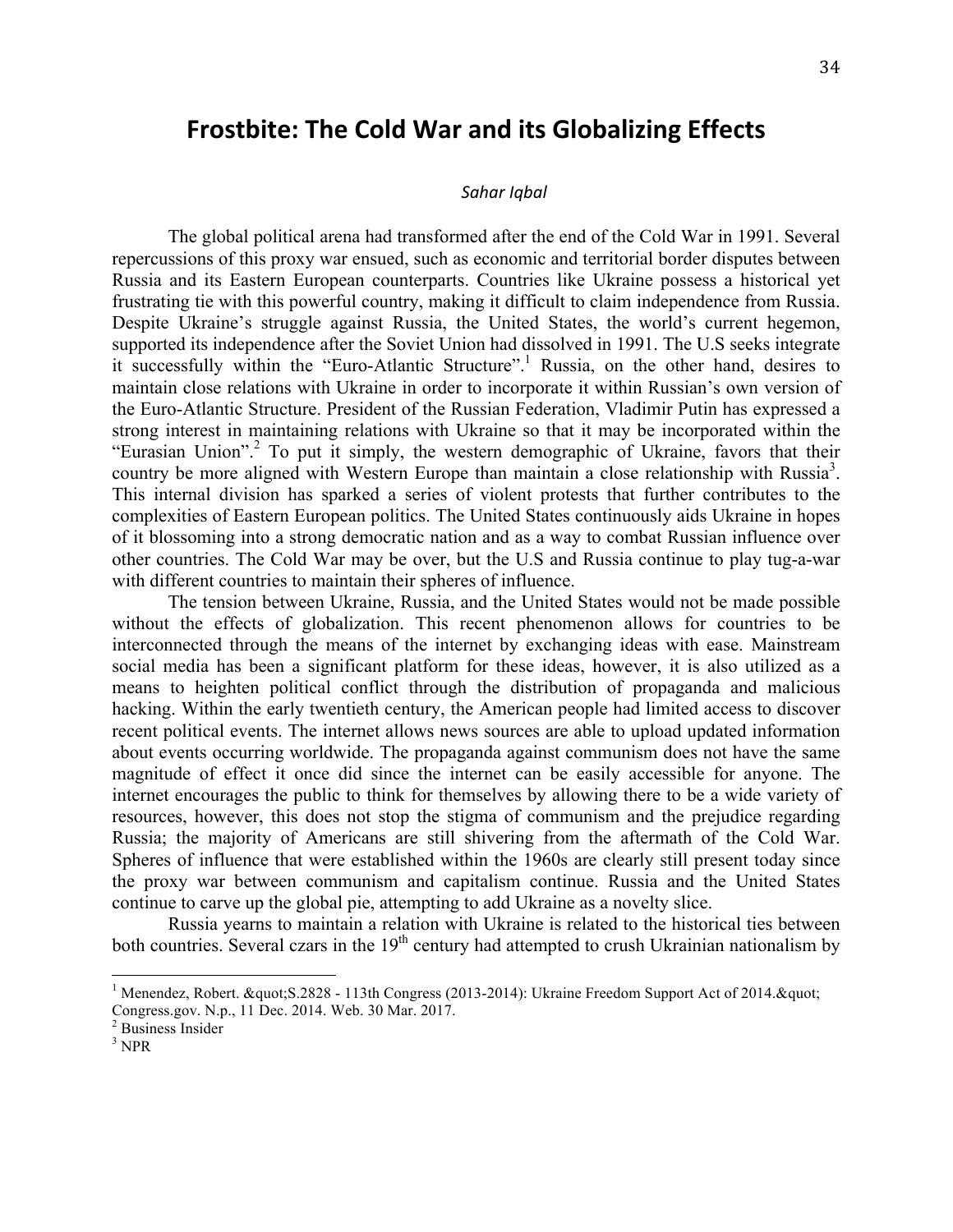# Frostbite: The Cold War and its Globalizing Effects

*Sahar Iqbal*

The global political arena had transformed after the end of the Cold War in 1991. Several repercussions of this proxy war ensued, such as economic and territorial border disputes between Russia and its Eastern European counterparts. Countries like Ukraine possess a historical yet frustrating tie with this powerful country, making it difficult to claim independence from Russia. Despite Ukraine's struggle against Russia, the United States, the world's current hegemon, supported its independence after the Soviet Union had dissolved in 1991. The U.S seeks integrate it successfully within the "Euro-Atlantic Structure".[1] Russia, on the other hand, desires to maintain close relations with Ukraine in order to incorporate it within Russian's own version of the Euro-Atlantic Structure. President of the Russian Federation, Vladimir Putin has expressed a strong interest in maintaining relations with Ukraine so that it may be incorporated within the "Eurasian Union".[2] To put it simply, the western demographic of Ukraine, favors that their country be more aligned with Western Europe than maintain a close relationship with Russia[3]. This internal division has sparked a series of violent protests that further contributes to the complexities of Eastern European politics. The United States continuously aids Ukraine in hopes of it blossoming into a strong democratic nation and as a way to combat Russian influence over other countries. The Cold War may be over, but the U.S and Russia continue to play tug-a-war with different countries to maintain their spheres of influence.

The tension between Ukraine, Russia, and the United States would not be made possible without the effects of globalization. This recent phenomenon allows for countries to be interconnected through the means of the internet by exchanging ideas with ease. Mainstream social media has been a significant platform for these ideas, however, it is also utilized as a means to heighten political conflict through the distribution of propaganda and malicious hacking. Within the early twentieth century, the American people had limited access to discover recent political events. The internet allows news sources are able to upload updated information about events occurring worldwide. The propaganda against communism does not have the same magnitude of effect it once did since the internet can be easily accessible for anyone. The internet encourages the public to think for themselves by allowing there to be a wide variety of resources, however, this does not stop the stigma of communism and the prejudice regarding Russia; the majority of Americans are still shivering from the aftermath of the Cold War. Spheres of influence that were established within the 1960s are clearly still present today since the proxy war between communism and capitalism continue. Russia and the United States continue to carve up the global pie, attempting to add Ukraine as a novelty slice.

Russia yearns to maintain a relation with Ukraine is related to the historical ties between both countries. Several czars in the 19th century had attempted to crush Ukrainian nationalism by

---

[1] Menendez, Robert. &quot;S.2828 - 113th Congress (2013-2014): Ukraine Freedom Support Act of 2014.&quot; Congress.gov. N.p., 11 Dec. 2014. Web. 30 Mar. 2017.

[2] Business Insider

[3] NPR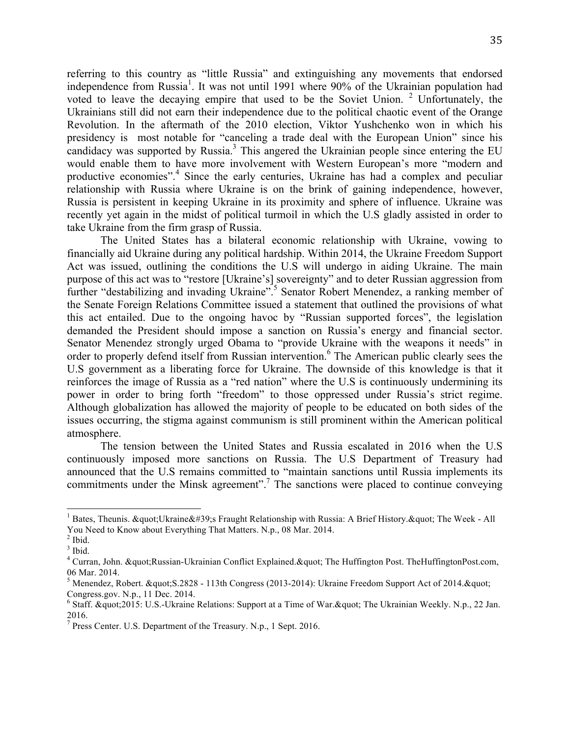referring to this country as "little Russia" and extinguishing any movements that endorsed independence from Russia[1]. It was not until 1991 where 90% of the Ukrainian population had voted to leave the decaying empire that used to be the Soviet Union. [2] Unfortunately, the Ukrainians still did not earn their independence due to the political chaotic event of the Orange Revolution. In the aftermath of the 2010 election, Viktor Yushchenko won in which his presidency is most notable for "canceling a trade deal with the European Union" since his candidacy was supported by Russia.[3] This angered the Ukrainian people since entering the EU would enable them to have more involvement with Western European's more "modern and productive economies".[4] Since the early centuries, Ukraine has had a complex and peculiar relationship with Russia where Ukraine is on the brink of gaining independence, however, Russia is persistent in keeping Ukraine in its proximity and sphere of influence. Ukraine was recently yet again in the midst of political turmoil in which the U.S gladly assisted in order to take Ukraine from the firm grasp of Russia.

The United States has a bilateral economic relationship with Ukraine, vowing to financially aid Ukraine during any political hardship. Within 2014, the Ukraine Freedom Support Act was issued, outlining the conditions the U.S will undergo in aiding Ukraine. The main purpose of this act was to "restore [Ukraine's] sovereignty" and to deter Russian aggression from further "destabilizing and invading Ukraine".[5] Senator Robert Menendez, a ranking member of the Senate Foreign Relations Committee issued a statement that outlined the provisions of what this act entailed. Due to the ongoing havoc by "Russian supported forces", the legislation demanded the President should impose a sanction on Russia's energy and financial sector. Senator Menendez strongly urged Obama to "provide Ukraine with the weapons it needs" in order to properly defend itself from Russian intervention.[6] The American public clearly sees the U.S government as a liberating force for Ukraine. The downside of this knowledge is that it reinforces the image of Russia as a "red nation" where the U.S is continuously undermining its power in order to bring forth "freedom" to those oppressed under Russia's strict regime. Although globalization has allowed the majority of people to be educated on both sides of the issues occurring, the stigma against communism is still prominent within the American political atmosphere.

The tension between the United States and Russia escalated in 2016 when the U.S continuously imposed more sanctions on Russia. The U.S Department of Treasury had announced that the U.S remains committed to "maintain sanctions until Russia implements its commitments under the Minsk agreement".[7] The sanctions were placed to continue conveying

---

[1] Bates, Theunis. &quot;Ukraine&#39;s Fraught Relationship with Russia: A Brief History.&quot; The Week - All You Need to Know about Everything That Matters. N.p., 08 Mar. 2014.

[2] Ibid.

[3] Ibid.

[4] Curran, John. &quot;Russian-Ukrainian Conflict Explained.&quot; The Huffington Post. TheHuffingtonPost.com, 06 Mar. 2014.

[5] Menendez, Robert. &quot;S.2828 - 113th Congress (2013-2014): Ukraine Freedom Support Act of 2014.&quot; Congress.gov. N.p., 11 Dec. 2014.

[6] Staff. &quot;2015: U.S.-Ukraine Relations: Support at a Time of War.&quot; The Ukrainian Weekly. N.p., 22 Jan. 2016.

[7] Press Center. U.S. Department of the Treasury. N.p., 1 Sept. 2016.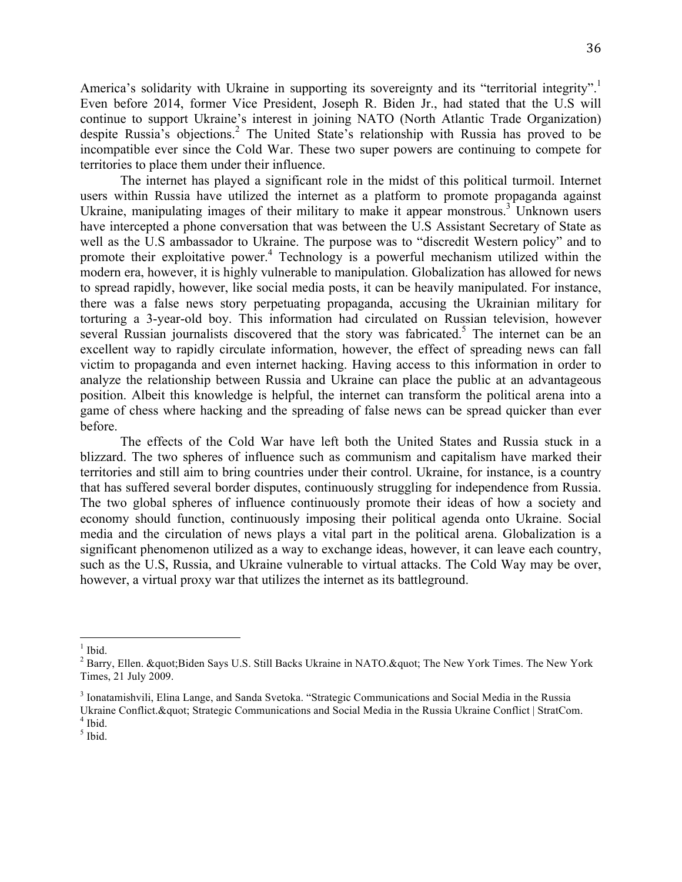America's solidarity with Ukraine in supporting its sovereignty and its "territorial integrity".[1] Even before 2014, former Vice President, Joseph R. Biden Jr., had stated that the U.S will continue to support Ukraine's interest in joining NATO (North Atlantic Trade Organization) despite Russia's objections.[2] The United State's relationship with Russia has proved to be incompatible ever since the Cold War. These two super powers are continuing to compete for territories to place them under their influence.

The internet has played a significant role in the midst of this political turmoil. Internet users within Russia have utilized the internet as a platform to promote propaganda against Ukraine, manipulating images of their military to make it appear monstrous.[3] Unknown users have intercepted a phone conversation that was between the U.S Assistant Secretary of State as well as the U.S ambassador to Ukraine. The purpose was to "discredit Western policy" and to promote their exploitative power.[4] Technology is a powerful mechanism utilized within the modern era, however, it is highly vulnerable to manipulation. Globalization has allowed for news to spread rapidly, however, like social media posts, it can be heavily manipulated. For instance, there was a false news story perpetuating propaganda, accusing the Ukrainian military for torturing a 3-year-old boy. This information had circulated on Russian television, however several Russian journalists discovered that the story was fabricated.[5] The internet can be an excellent way to rapidly circulate information, however, the effect of spreading news can fall victim to propaganda and even internet hacking. Having access to this information in order to analyze the relationship between Russia and Ukraine can place the public at an advantageous position. Albeit this knowledge is helpful, the internet can transform the political arena into a game of chess where hacking and the spreading of false news can be spread quicker than ever before.

The effects of the Cold War have left both the United States and Russia stuck in a blizzard. The two spheres of influence such as communism and capitalism have marked their territories and still aim to bring countries under their control. Ukraine, for instance, is a country that has suffered several border disputes, continuously struggling for independence from Russia. The two global spheres of influence continuously promote their ideas of how a society and economy should function, continuously imposing their political agenda onto Ukraine. Social media and the circulation of news plays a vital part in the political arena. Globalization is a significant phenomenon utilized as a way to exchange ideas, however, it can leave each country, such as the U.S, Russia, and Ukraine vulnerable to virtual attacks. The Cold Way may be over, however, a virtual proxy war that utilizes the internet as its battleground.

---

[1] Ibid.

[2] Barry, Ellen. &quot;Biden Says U.S. Still Backs Ukraine in NATO.&quot; The New York Times. The New York Times, 21 July 2009.

[3] Ionatamishvili, Elina Lange, and Sanda Svetoka. "Strategic Communications and Social Media in the Russia Ukraine Conflict.&quot; Strategic Communications and Social Media in the Russia Ukraine Conflict | StratCom.

[4] Ibid.

[5] Ibid.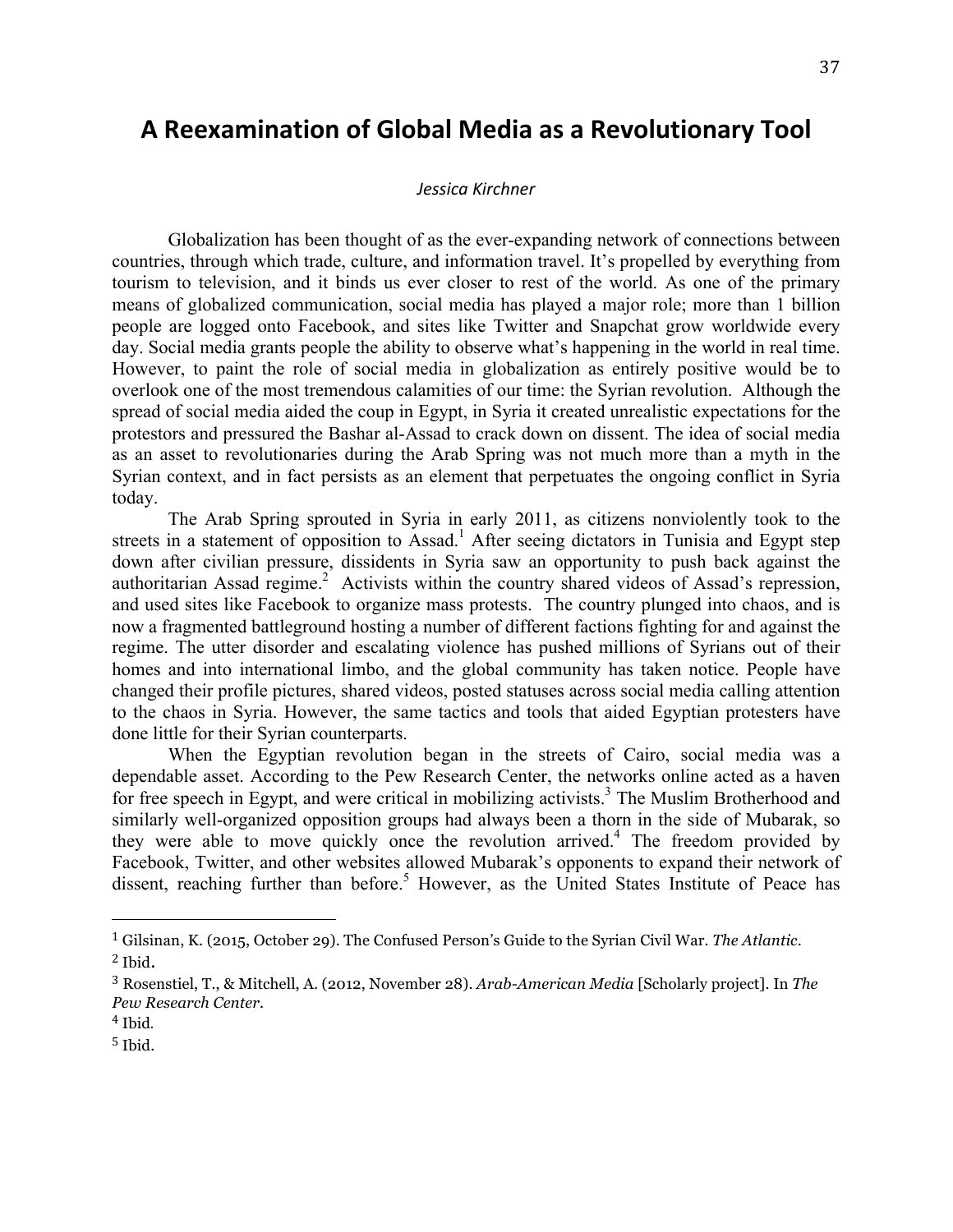# A Reexamination of Global Media as a Revolutionary Tool

*Jessica Kirchner*

Globalization has been thought of as the ever-expanding network of connections between countries, through which trade, culture, and information travel. It's propelled by everything from tourism to television, and it binds us ever closer to rest of the world. As one of the primary means of globalized communication, social media has played a major role; more than 1 billion people are logged onto Facebook, and sites like Twitter and Snapchat grow worldwide every day. Social media grants people the ability to observe what's happening in the world in real time. However, to paint the role of social media in globalization as entirely positive would be to overlook one of the most tremendous calamities of our time: the Syrian revolution. Although the spread of social media aided the coup in Egypt, in Syria it created unrealistic expectations for the protestors and pressured the Bashar al-Assad to crack down on dissent. The idea of social media as an asset to revolutionaries during the Arab Spring was not much more than a myth in the Syrian context, and in fact persists as an element that perpetuates the ongoing conflict in Syria today.

The Arab Spring sprouted in Syria in early 2011, as citizens nonviolently took to the streets in a statement of opposition to Assad.[1] After seeing dictators in Tunisia and Egypt step down after civilian pressure, dissidents in Syria saw an opportunity to push back against the authoritarian Assad regime.[2] Activists within the country shared videos of Assad's repression, and used sites like Facebook to organize mass protests. The country plunged into chaos, and is now a fragmented battleground hosting a number of different factions fighting for and against the regime. The utter disorder and escalating violence has pushed millions of Syrians out of their homes and into international limbo, and the global community has taken notice. People have changed their profile pictures, shared videos, posted statuses across social media calling attention to the chaos in Syria. However, the same tactics and tools that aided Egyptian protesters have done little for their Syrian counterparts.

When the Egyptian revolution began in the streets of Cairo, social media was a dependable asset. According to the Pew Research Center, the networks online acted as a haven for free speech in Egypt, and were critical in mobilizing activists.[3] The Muslim Brotherhood and similarly well-organized opposition groups had always been a thorn in the side of Mubarak, so they were able to move quickly once the revolution arrived.[4] The freedom provided by Facebook, Twitter, and other websites allowed Mubarak's opponents to expand their network of dissent, reaching further than before.[5] However, as the United States Institute of Peace has

---

[1] Gilsinan, K. (2015, October 29). The Confused Person's Guide to the Syrian Civil War. *The Atlantic*.

[2] Ibid.

[3] Rosenstiel, T., & Mitchell, A. (2012, November 28). *Arab-American Media* [Scholarly project]. In *The Pew Research Center*.

[4] Ibid.

[5] Ibid.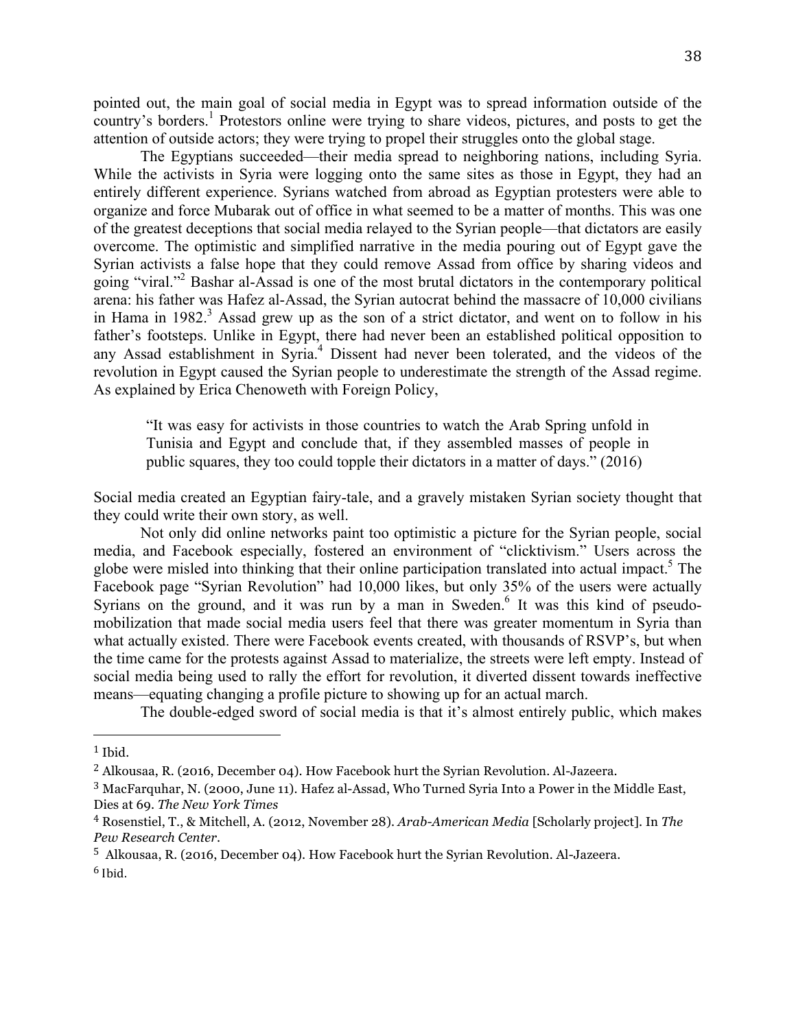pointed out, the main goal of social media in Egypt was to spread information outside of the country's borders.[1] Protestors online were trying to share videos, pictures, and posts to get the attention of outside actors; they were trying to propel their struggles onto the global stage.

The Egyptians succeeded—their media spread to neighboring nations, including Syria. While the activists in Syria were logging onto the same sites as those in Egypt, they had an entirely different experience. Syrians watched from abroad as Egyptian protesters were able to organize and force Mubarak out of office in what seemed to be a matter of months. This was one of the greatest deceptions that social media relayed to the Syrian people—that dictators are easily overcome. The optimistic and simplified narrative in the media pouring out of Egypt gave the Syrian activists a false hope that they could remove Assad from office by sharing videos and going "viral."[2] Bashar al-Assad is one of the most brutal dictators in the contemporary political arena: his father was Hafez al-Assad, the Syrian autocrat behind the massacre of 10,000 civilians in Hama in 1982.[3] Assad grew up as the son of a strict dictator, and went on to follow in his father's footsteps. Unlike in Egypt, there had never been an established political opposition to any Assad establishment in Syria.[4] Dissent had never been tolerated, and the videos of the revolution in Egypt caused the Syrian people to underestimate the strength of the Assad regime. As explained by Erica Chenoweth with Foreign Policy,

> "It was easy for activists in those countries to watch the Arab Spring unfold in Tunisia and Egypt and conclude that, if they assembled masses of people in public squares, they too could topple their dictators in a matter of days." (2016)

Social media created an Egyptian fairy-tale, and a gravely mistaken Syrian society thought that they could write their own story, as well.

Not only did online networks paint too optimistic a picture for the Syrian people, social media, and Facebook especially, fostered an environment of "clicktivism." Users across the globe were misled into thinking that their online participation translated into actual impact.[5] The Facebook page "Syrian Revolution" had 10,000 likes, but only 35% of the users were actually Syrians on the ground, and it was run by a man in Sweden.[6] It was this kind of pseudo-mobilization that made social media users feel that there was greater momentum in Syria than what actually existed. There were Facebook events created, with thousands of RSVP's, but when the time came for the protests against Assad to materialize, the streets were left empty. Instead of social media being used to rally the effort for revolution, it diverted dissent towards ineffective means—equating changing a profile picture to showing up for an actual march.

The double-edged sword of social media is that it's almost entirely public, which makes

---

[1] Ibid.

[2] Alkousaa, R. (2016, December 04). How Facebook hurt the Syrian Revolution. Al-Jazeera.

[3] MacFarquhar, N. (2000, June 11). Hafez al-Assad, Who Turned Syria Into a Power in the Middle East, Dies at 69. *The New York Times*

[4] Rosenstiel, T., & Mitchell, A. (2012, November 28). *Arab-American Media* [Scholarly project]. In *The Pew Research Center*.

[5] Alkousaa, R. (2016, December 04). How Facebook hurt the Syrian Revolution. Al-Jazeera.

[6] Ibid.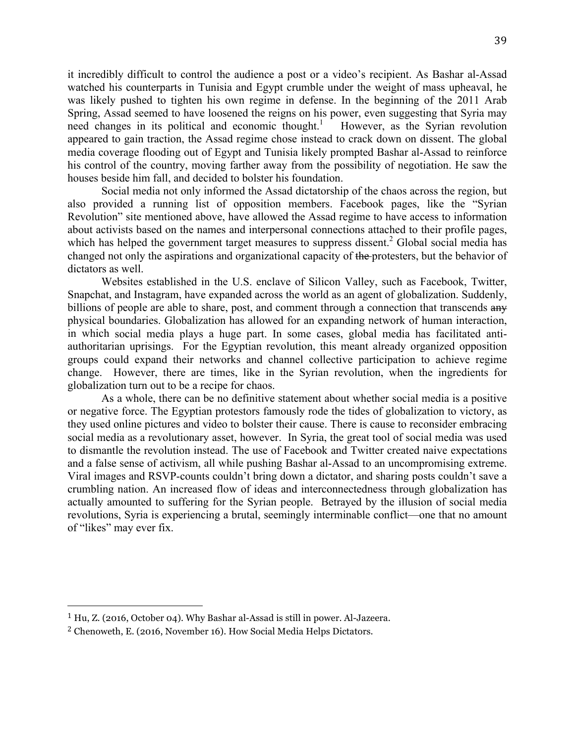it incredibly difficult to control the audience a post or a video's recipient. As Bashar al-Assad watched his counterparts in Tunisia and Egypt crumble under the weight of mass upheaval, he was likely pushed to tighten his own regime in defense. In the beginning of the 2011 Arab Spring, Assad seemed to have loosened the reigns on his power, even suggesting that Syria may need changes in its political and economic thought.[1] However, as the Syrian revolution appeared to gain traction, the Assad regime chose instead to crack down on dissent. The global media coverage flooding out of Egypt and Tunisia likely prompted Bashar al-Assad to reinforce his control of the country, moving farther away from the possibility of negotiation. He saw the houses beside him fall, and decided to bolster his foundation.

Social media not only informed the Assad dictatorship of the chaos across the region, but also provided a running list of opposition members. Facebook pages, like the "Syrian Revolution" site mentioned above, have allowed the Assad regime to have access to information about activists based on the names and interpersonal connections attached to their profile pages, which has helped the government target measures to suppress dissent.[2] Global social media has changed not only the aspirations and organizational capacity of ~~the~~ protesters, but the behavior of dictators as well.

Websites established in the U.S. enclave of Silicon Valley, such as Facebook, Twitter, Snapchat, and Instagram, have expanded across the world as an agent of globalization. Suddenly, billions of people are able to share, post, and comment through a connection that transcends ~~any~~ physical boundaries. Globalization has allowed for an expanding network of human interaction, in which social media plays a huge part. In some cases, global media has facilitated anti-authoritarian uprisings. For the Egyptian revolution, this meant already organized opposition groups could expand their networks and channel collective participation to achieve regime change. However, there are times, like in the Syrian revolution, when the ingredients for globalization turn out to be a recipe for chaos.

As a whole, there can be no definitive statement about whether social media is a positive or negative force. The Egyptian protestors famously rode the tides of globalization to victory, as they used online pictures and video to bolster their cause. There is cause to reconsider embracing social media as a revolutionary asset, however. In Syria, the great tool of social media was used to dismantle the revolution instead. The use of Facebook and Twitter created naive expectations and a false sense of activism, all while pushing Bashar al-Assad to an uncompromising extreme. Viral images and RSVP-counts couldn't bring down a dictator, and sharing posts couldn't save a crumbling nation. An increased flow of ideas and interconnectedness through globalization has actually amounted to suffering for the Syrian people. Betrayed by the illusion of social media revolutions, Syria is experiencing a brutal, seemingly interminable conflict—one that no amount of "likes" may ever fix.

---

[1] Hu, Z. (2016, October 04). Why Bashar al-Assad is still in power. Al-Jazeera.

[2] Chenoweth, E. (2016, November 16). How Social Media Helps Dictators.